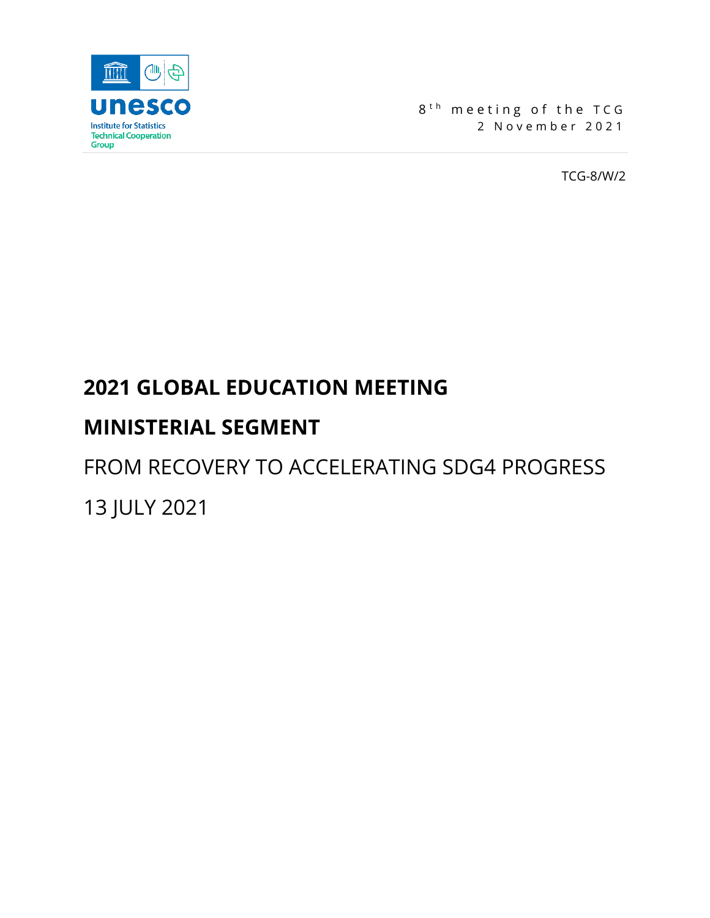unesco

Institute for Statistics

Technical Cooperation Group

8th meeting of the TCG

2 November 2021

TCG-8/W/2

# 2021 GLOBAL EDUCATION MEETING

# MINISTERIAL SEGMENT

FROM RECOVERY TO ACCELERATING SDG4 PROGRESS

13 JULY 2021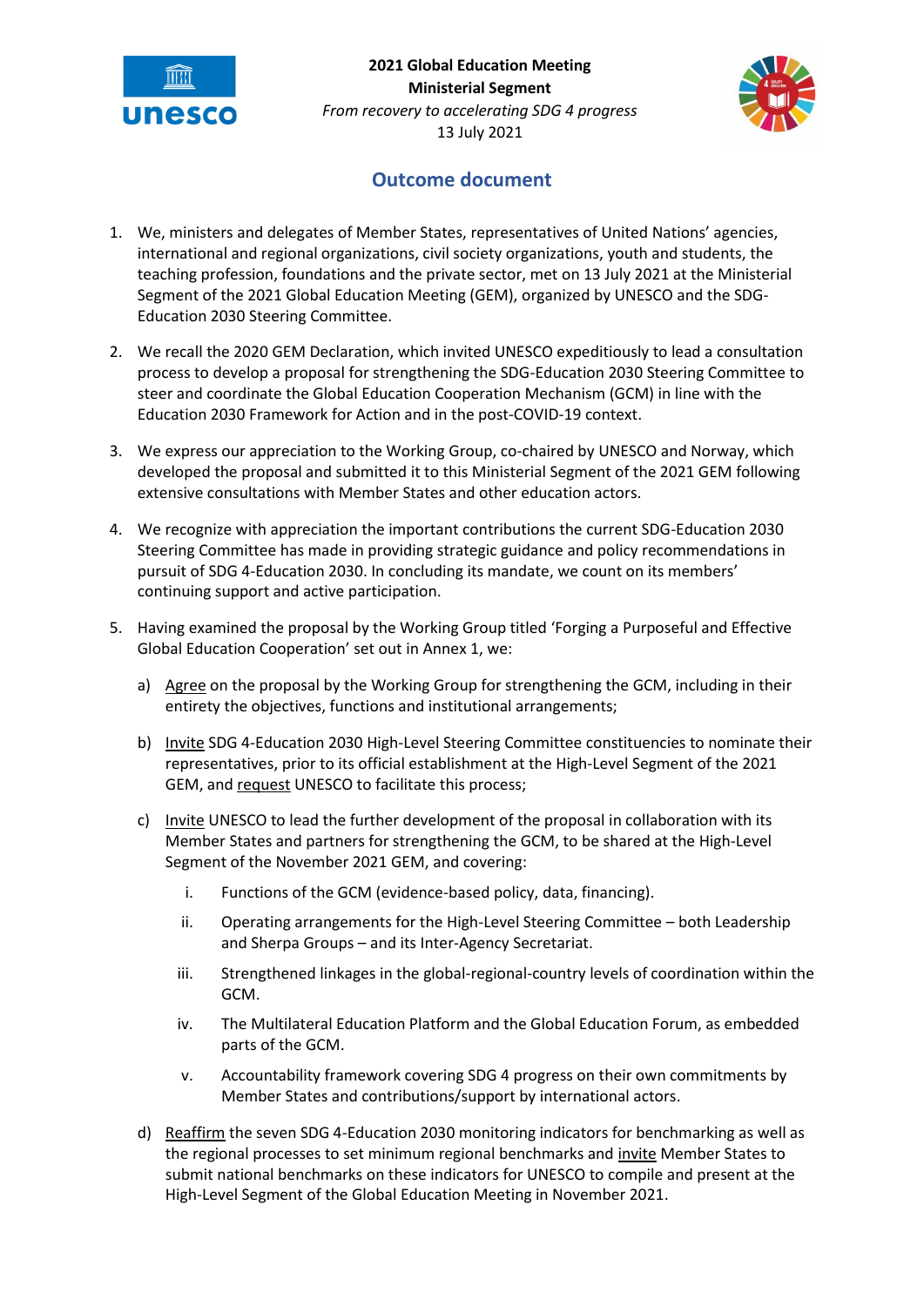**2021 Global Education Meeting**
**Ministerial Segment**
*From recovery to accelerating SDG 4 progress*
13 July 2021

## Outcome document

1. We, ministers and delegates of Member States, representatives of United Nations' agencies, international and regional organizations, civil society organizations, youth and students, the teaching profession, foundations and the private sector, met on 13 July 2021 at the Ministerial Segment of the 2021 Global Education Meeting (GEM), organized by UNESCO and the SDG-Education 2030 Steering Committee.

2. We recall the 2020 GEM Declaration, which invited UNESCO expeditiously to lead a consultation process to develop a proposal for strengthening the SDG-Education 2030 Steering Committee to steer and coordinate the Global Education Cooperation Mechanism (GCM) in line with the Education 2030 Framework for Action and in the post-COVID-19 context.

3. We express our appreciation to the Working Group, co-chaired by UNESCO and Norway, which developed the proposal and submitted it to this Ministerial Segment of the 2021 GEM following extensive consultations with Member States and other education actors.

4. We recognize with appreciation the important contributions the current SDG-Education 2030 Steering Committee has made in providing strategic guidance and policy recommendations in pursuit of SDG 4-Education 2030. In concluding its mandate, we count on its members' continuing support and active participation.

5. Having examined the proposal by the Working Group titled 'Forging a Purposeful and Effective Global Education Cooperation' set out in Annex 1, we:

   a) Agree on the proposal by the Working Group for strengthening the GCM, including in their entirety the objectives, functions and institutional arrangements;

   b) Invite SDG 4-Education 2030 High-Level Steering Committee constituencies to nominate their representatives, prior to its official establishment at the High-Level Segment of the 2021 GEM, and request UNESCO to facilitate this process;

   c) Invite UNESCO to lead the further development of the proposal in collaboration with its Member States and partners for strengthening the GCM, to be shared at the High-Level Segment of the November 2021 GEM, and covering:

      i. Functions of the GCM (evidence-based policy, data, financing).

      ii. Operating arrangements for the High-Level Steering Committee – both Leadership and Sherpa Groups – and its Inter-Agency Secretariat.

      iii. Strengthened linkages in the global-regional-country levels of coordination within the GCM.

      iv. The Multilateral Education Platform and the Global Education Forum, as embedded parts of the GCM.

      v. Accountability framework covering SDG 4 progress on their own commitments by Member States and contributions/support by international actors.

   d) Reaffirm the seven SDG 4-Education 2030 monitoring indicators for benchmarking as well as the regional processes to set minimum regional benchmarks and invite Member States to submit national benchmarks on these indicators for UNESCO to compile and present at the High-Level Segment of the Global Education Meeting in November 2021.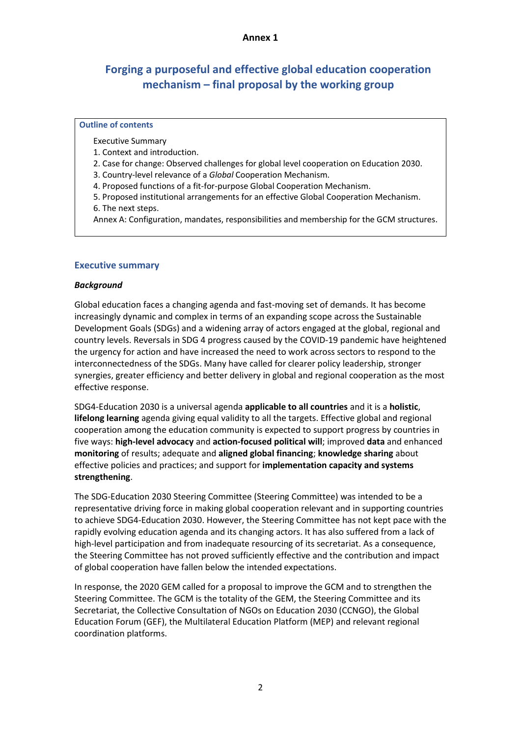**Annex 1**

# Forging a purposeful and effective global education cooperation mechanism – final proposal by the working group

**Outline of contents**

Executive Summary
1. Context and introduction.
2. Case for change: Observed challenges for global level cooperation on Education 2030.
3. Country-level relevance of a *Global* Cooperation Mechanism.
4. Proposed functions of a fit-for-purpose Global Cooperation Mechanism.
5. Proposed institutional arrangements for an effective Global Cooperation Mechanism.
6. The next steps.
Annex A: Configuration, mandates, responsibilities and membership for the GCM structures.

## Executive summary

### *Background*

Global education faces a changing agenda and fast-moving set of demands. It has become increasingly dynamic and complex in terms of an expanding scope across the Sustainable Development Goals (SDGs) and a widening array of actors engaged at the global, regional and country levels. Reversals in SDG 4 progress caused by the COVID-19 pandemic have heightened the urgency for action and have increased the need to work across sectors to respond to the interconnectedness of the SDGs. Many have called for clearer policy leadership, stronger synergies, greater efficiency and better delivery in global and regional cooperation as the most effective response.

SDG4-Education 2030 is a universal agenda **applicable to all countries** and it is a **holistic**, **lifelong learning** agenda giving equal validity to all the targets. Effective global and regional cooperation among the education community is expected to support progress by countries in five ways: **high-level advocacy** and **action-focused political will**; improved **data** and enhanced **monitoring** of results; adequate and **aligned global financing**; **knowledge sharing** about effective policies and practices; and support for **implementation capacity and systems strengthening**.

The SDG-Education 2030 Steering Committee (Steering Committee) was intended to be a representative driving force in making global cooperation relevant and in supporting countries to achieve SDG4-Education 2030. However, the Steering Committee has not kept pace with the rapidly evolving education agenda and its changing actors. It has also suffered from a lack of high-level participation and from inadequate resourcing of its secretariat. As a consequence, the Steering Committee has not proved sufficiently effective and the contribution and impact of global cooperation have fallen below the intended expectations.

In response, the 2020 GEM called for a proposal to improve the GCM and to strengthen the Steering Committee. The GCM is the totality of the GEM, the Steering Committee and its Secretariat, the Collective Consultation of NGOs on Education 2030 (CCNGO), the Global Education Forum (GEF), the Multilateral Education Platform (MEP) and relevant regional coordination platforms.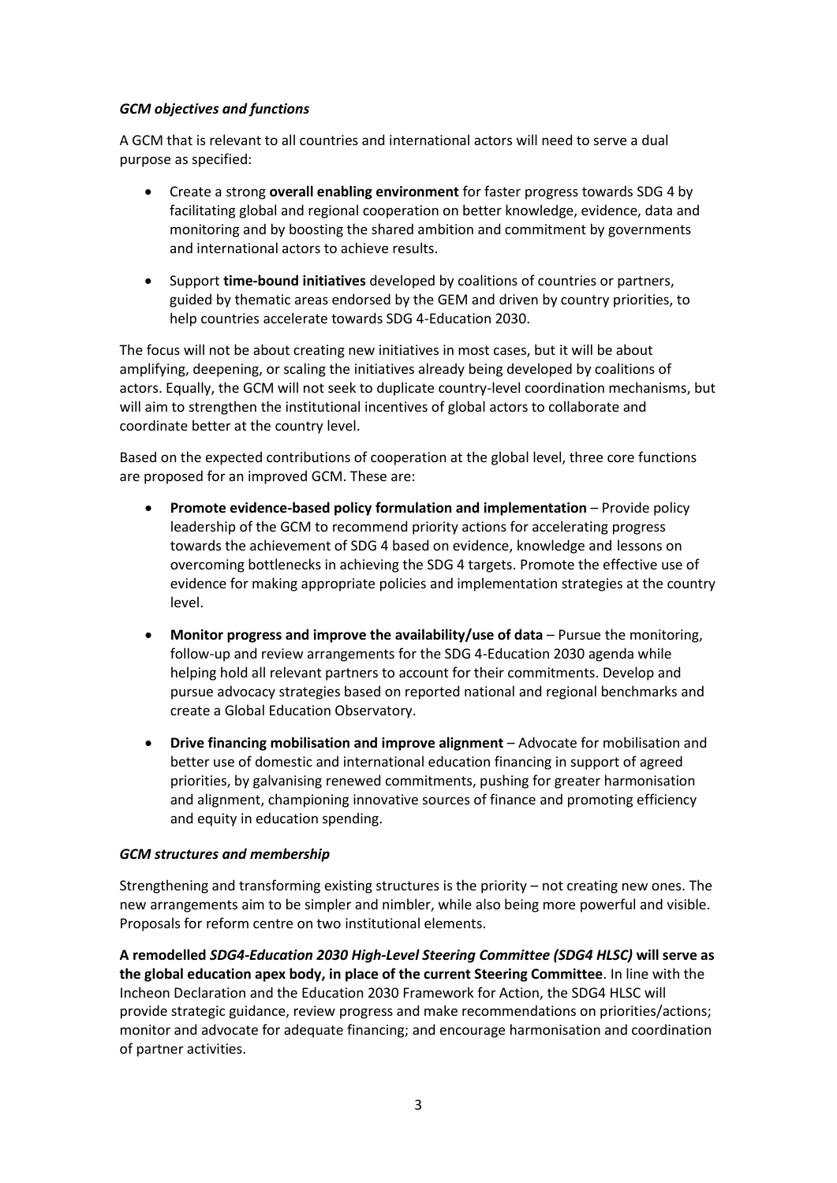*GCM objectives and functions*

A GCM that is relevant to all countries and international actors will need to serve a dual purpose as specified:

- Create a strong **overall enabling environment** for faster progress towards SDG 4 by facilitating global and regional cooperation on better knowledge, evidence, data and monitoring and by boosting the shared ambition and commitment by governments and international actors to achieve results.
- Support **time-bound initiatives** developed by coalitions of countries or partners, guided by thematic areas endorsed by the GEM and driven by country priorities, to help countries accelerate towards SDG 4-Education 2030.

The focus will not be about creating new initiatives in most cases, but it will be about amplifying, deepening, or scaling the initiatives already being developed by coalitions of actors. Equally, the GCM will not seek to duplicate country-level coordination mechanisms, but will aim to strengthen the institutional incentives of global actors to collaborate and coordinate better at the country level.

Based on the expected contributions of cooperation at the global level, three core functions are proposed for an improved GCM. These are:

- **Promote evidence-based policy formulation and implementation** – Provide policy leadership of the GCM to recommend priority actions for accelerating progress towards the achievement of SDG 4 based on evidence, knowledge and lessons on overcoming bottlenecks in achieving the SDG 4 targets. Promote the effective use of evidence for making appropriate policies and implementation strategies at the country level.
- **Monitor progress and improve the availability/use of data** – Pursue the monitoring, follow-up and review arrangements for the SDG 4-Education 2030 agenda while helping hold all relevant partners to account for their commitments. Develop and pursue advocacy strategies based on reported national and regional benchmarks and create a Global Education Observatory.
- **Drive financing mobilisation and improve alignment** – Advocate for mobilisation and better use of domestic and international education financing in support of agreed priorities, by galvanising renewed commitments, pushing for greater harmonisation and alignment, championing innovative sources of finance and promoting efficiency and equity in education spending.

*GCM structures and membership*

Strengthening and transforming existing structures is the priority – not creating new ones. The new arrangements aim to be simpler and nimbler, while also being more powerful and visible. Proposals for reform centre on two institutional elements.

**A remodelled *SDG4-Education 2030 High-Level Steering Committee (SDG4 HLSC)* will serve as the global education apex body, in place of the current Steering Committee**. In line with the Incheon Declaration and the Education 2030 Framework for Action, the SDG4 HLSC will provide strategic guidance, review progress and make recommendations on priorities/actions; monitor and advocate for adequate financing; and encourage harmonisation and coordination of partner activities.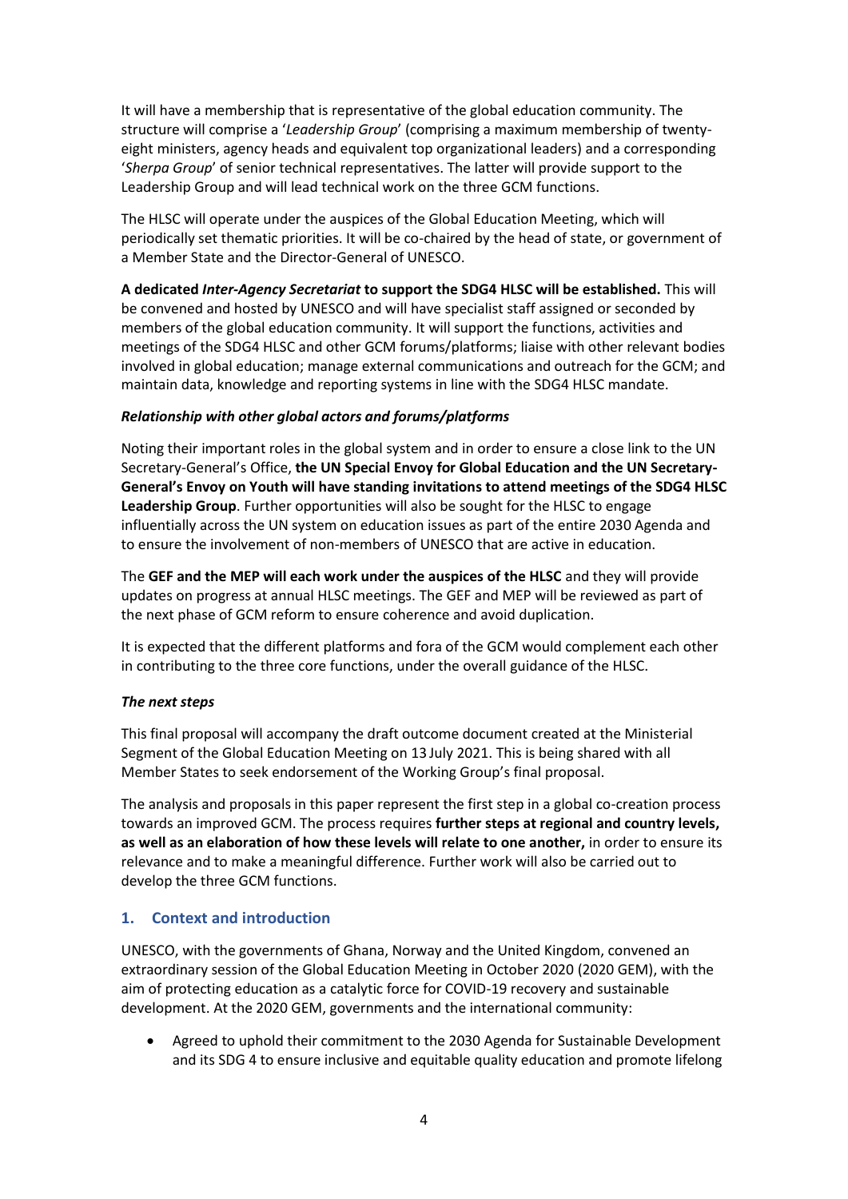It will have a membership that is representative of the global education community. The structure will comprise a '*Leadership Group*' (comprising a maximum membership of twenty-eight ministers, agency heads and equivalent top organizational leaders) and a corresponding '*Sherpa Group*' of senior technical representatives. The latter will provide support to the Leadership Group and will lead technical work on the three GCM functions.

The HLSC will operate under the auspices of the Global Education Meeting, which will periodically set thematic priorities. It will be co-chaired by the head of state, or government of a Member State and the Director-General of UNESCO.

**A dedicated *Inter-Agency Secretariat* to support the SDG4 HLSC will be established.** This will be convened and hosted by UNESCO and will have specialist staff assigned or seconded by members of the global education community. It will support the functions, activities and meetings of the SDG4 HLSC and other GCM forums/platforms; liaise with other relevant bodies involved in global education; manage external communications and outreach for the GCM; and maintain data, knowledge and reporting systems in line with the SDG4 HLSC mandate.

***Relationship with other global actors and forums/platforms***

Noting their important roles in the global system and in order to ensure a close link to the UN Secretary-General's Office, **the UN Special Envoy for Global Education and the UN Secretary-General's Envoy on Youth will have standing invitations to attend meetings of the SDG4 HLSC Leadership Group**. Further opportunities will also be sought for the HLSC to engage influentially across the UN system on education issues as part of the entire 2030 Agenda and to ensure the involvement of non-members of UNESCO that are active in education.

The **GEF and the MEP will each work under the auspices of the HLSC** and they will provide updates on progress at annual HLSC meetings. The GEF and MEP will be reviewed as part of the next phase of GCM reform to ensure coherence and avoid duplication.

It is expected that the different platforms and fora of the GCM would complement each other in contributing to the three core functions, under the overall guidance of the HLSC.

***The next steps***

This final proposal will accompany the draft outcome document created at the Ministerial Segment of the Global Education Meeting on 13 July 2021. This is being shared with all Member States to seek endorsement of the Working Group's final proposal.

The analysis and proposals in this paper represent the first step in a global co-creation process towards an improved GCM. The process requires **further steps at regional and country levels, as well as an elaboration of how these levels will relate to one another,** in order to ensure its relevance and to make a meaningful difference. Further work will also be carried out to develop the three GCM functions.

## 1. Context and introduction

UNESCO, with the governments of Ghana, Norway and the United Kingdom, convened an extraordinary session of the Global Education Meeting in October 2020 (2020 GEM), with the aim of protecting education as a catalytic force for COVID-19 recovery and sustainable development. At the 2020 GEM, governments and the international community:

- Agreed to uphold their commitment to the 2030 Agenda for Sustainable Development and its SDG 4 to ensure inclusive and equitable quality education and promote lifelong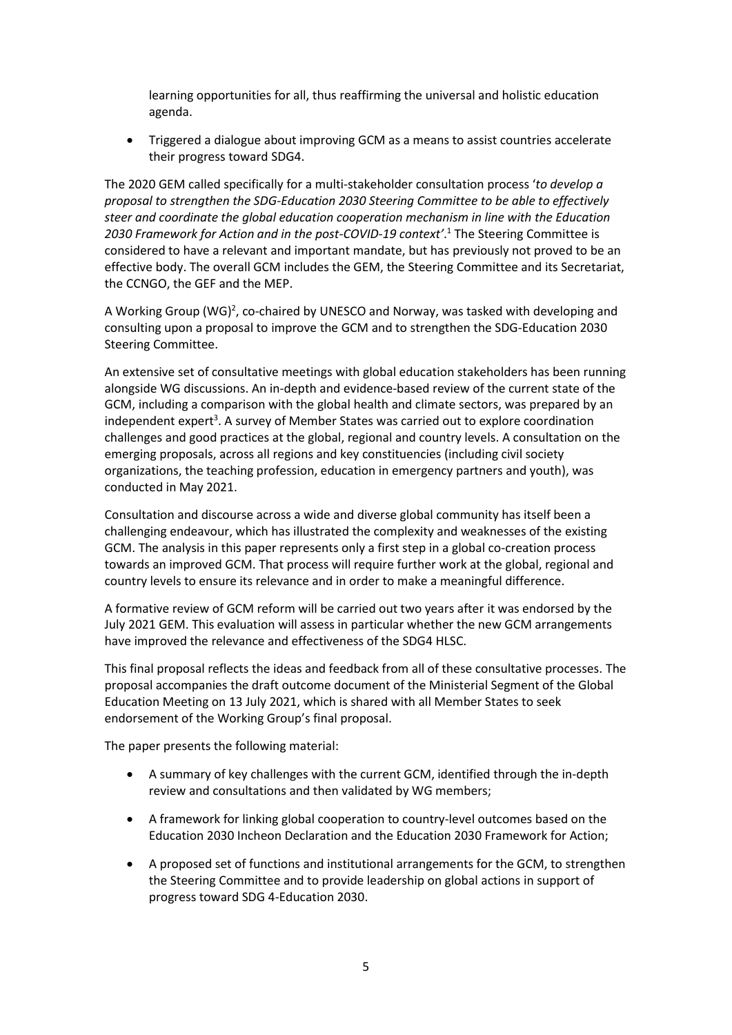learning opportunities for all, thus reaffirming the universal and holistic education agenda.

- Triggered a dialogue about improving GCM as a means to assist countries accelerate their progress toward SDG4.

The 2020 GEM called specifically for a multi-stakeholder consultation process '*to develop a proposal to strengthen the SDG-Education 2030 Steering Committee to be able to effectively steer and coordinate the global education cooperation mechanism in line with the Education 2030 Framework for Action and in the post-COVID-19 context'*.[1] The Steering Committee is considered to have a relevant and important mandate, but has previously not proved to be an effective body. The overall GCM includes the GEM, the Steering Committee and its Secretariat, the CCNGO, the GEF and the MEP.

A Working Group (WG)[2], co-chaired by UNESCO and Norway, was tasked with developing and consulting upon a proposal to improve the GCM and to strengthen the SDG-Education 2030 Steering Committee.

An extensive set of consultative meetings with global education stakeholders has been running alongside WG discussions. An in-depth and evidence-based review of the current state of the GCM, including a comparison with the global health and climate sectors, was prepared by an independent expert[3]. A survey of Member States was carried out to explore coordination challenges and good practices at the global, regional and country levels. A consultation on the emerging proposals, across all regions and key constituencies (including civil society organizations, the teaching profession, education in emergency partners and youth), was conducted in May 2021.

Consultation and discourse across a wide and diverse global community has itself been a challenging endeavour, which has illustrated the complexity and weaknesses of the existing GCM. The analysis in this paper represents only a first step in a global co-creation process towards an improved GCM. That process will require further work at the global, regional and country levels to ensure its relevance and in order to make a meaningful difference.

A formative review of GCM reform will be carried out two years after it was endorsed by the July 2021 GEM. This evaluation will assess in particular whether the new GCM arrangements have improved the relevance and effectiveness of the SDG4 HLSC.

This final proposal reflects the ideas and feedback from all of these consultative processes. The proposal accompanies the draft outcome document of the Ministerial Segment of the Global Education Meeting on 13 July 2021, which is shared with all Member States to seek endorsement of the Working Group's final proposal.

The paper presents the following material:

- A summary of key challenges with the current GCM, identified through the in-depth review and consultations and then validated by WG members;
- A framework for linking global cooperation to country-level outcomes based on the Education 2030 Incheon Declaration and the Education 2030 Framework for Action;
- A proposed set of functions and institutional arrangements for the GCM, to strengthen the Steering Committee and to provide leadership on global actions in support of progress toward SDG 4-Education 2030.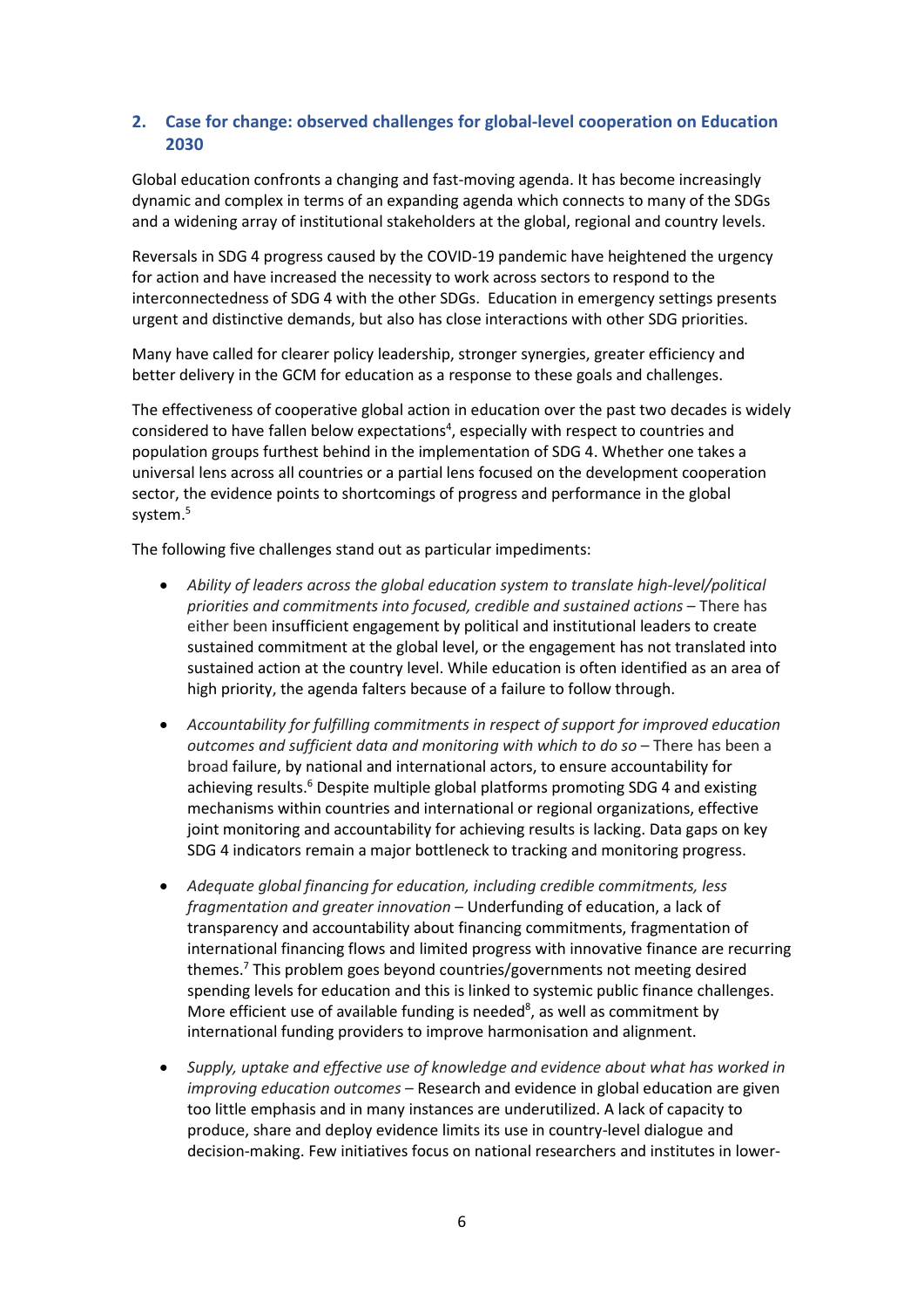## 2. Case for change: observed challenges for global-level cooperation on Education 2030

Global education confronts a changing and fast-moving agenda. It has become increasingly dynamic and complex in terms of an expanding agenda which connects to many of the SDGs and a widening array of institutional stakeholders at the global, regional and country levels.

Reversals in SDG 4 progress caused by the COVID-19 pandemic have heightened the urgency for action and have increased the necessity to work across sectors to respond to the interconnectedness of SDG 4 with the other SDGs. Education in emergency settings presents urgent and distinctive demands, but also has close interactions with other SDG priorities.

Many have called for clearer policy leadership, stronger synergies, greater efficiency and better delivery in the GCM for education as a response to these goals and challenges.

The effectiveness of cooperative global action in education over the past two decades is widely considered to have fallen below expectations[4], especially with respect to countries and population groups furthest behind in the implementation of SDG 4. Whether one takes a universal lens across all countries or a partial lens focused on the development cooperation sector, the evidence points to shortcomings of progress and performance in the global system.[5]

The following five challenges stand out as particular impediments:

- *Ability of leaders across the global education system to translate high-level/political priorities and commitments into focused, credible and sustained actions* – There has either been insufficient engagement by political and institutional leaders to create sustained commitment at the global level, or the engagement has not translated into sustained action at the country level. While education is often identified as an area of high priority, the agenda falters because of a failure to follow through.

- *Accountability for fulfilling commitments in respect of support for improved education outcomes and sufficient data and monitoring with which to do so* – There has been a broad failure, by national and international actors, to ensure accountability for achieving results.[6] Despite multiple global platforms promoting SDG 4 and existing mechanisms within countries and international or regional organizations, effective joint monitoring and accountability for achieving results is lacking. Data gaps on key SDG 4 indicators remain a major bottleneck to tracking and monitoring progress.

- *Adequate global financing for education, including credible commitments, less fragmentation and greater innovation* – Underfunding of education, a lack of transparency and accountability about financing commitments, fragmentation of international financing flows and limited progress with innovative finance are recurring themes.[7] This problem goes beyond countries/governments not meeting desired spending levels for education and this is linked to systemic public finance challenges. More efficient use of available funding is needed[8], as well as commitment by international funding providers to improve harmonisation and alignment.

- *Supply, uptake and effective use of knowledge and evidence about what has worked in improving education outcomes* – Research and evidence in global education are given too little emphasis and in many instances are underutilized. A lack of capacity to produce, share and deploy evidence limits its use in country-level dialogue and decision-making. Few initiatives focus on national researchers and institutes in lower-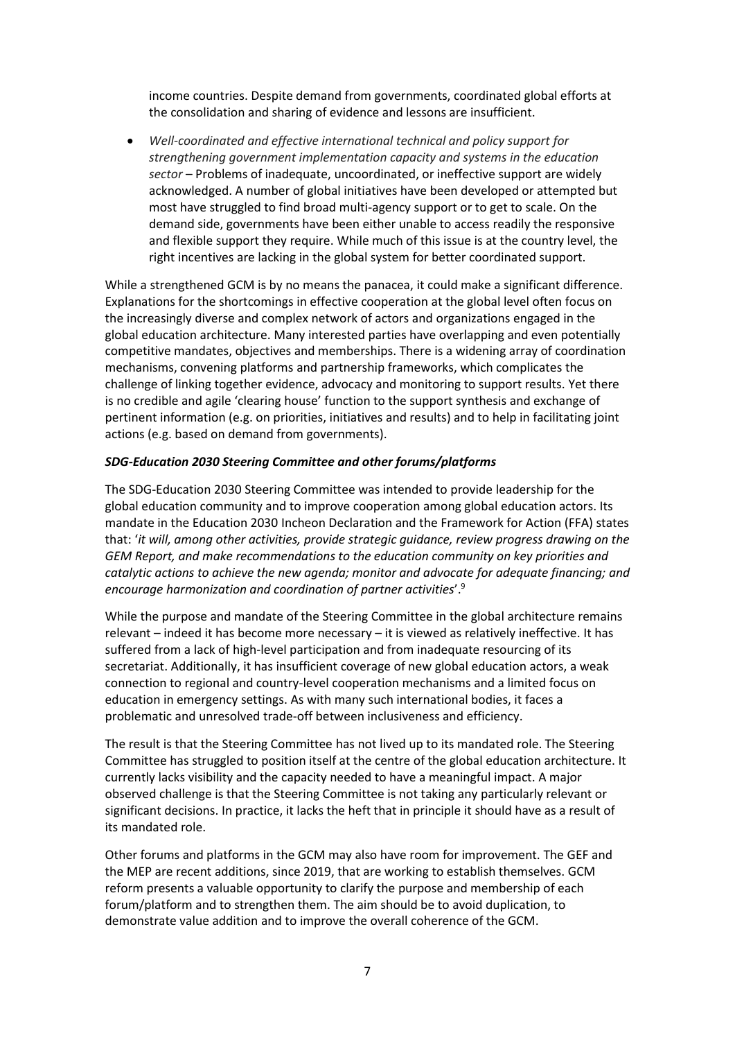income countries. Despite demand from governments, coordinated global efforts at the consolidation and sharing of evidence and lessons are insufficient.

- *Well-coordinated and effective international technical and policy support for strengthening government implementation capacity and systems in the education sector* – Problems of inadequate, uncoordinated, or ineffective support are widely acknowledged. A number of global initiatives have been developed or attempted but most have struggled to find broad multi-agency support or to get to scale. On the demand side, governments have been either unable to access readily the responsive and flexible support they require. While much of this issue is at the country level, the right incentives are lacking in the global system for better coordinated support.

While a strengthened GCM is by no means the panacea, it could make a significant difference. Explanations for the shortcomings in effective cooperation at the global level often focus on the increasingly diverse and complex network of actors and organizations engaged in the global education architecture. Many interested parties have overlapping and even potentially competitive mandates, objectives and memberships. There is a widening array of coordination mechanisms, convening platforms and partnership frameworks, which complicates the challenge of linking together evidence, advocacy and monitoring to support results. Yet there is no credible and agile 'clearing house' function to the support synthesis and exchange of pertinent information (e.g. on priorities, initiatives and results) and to help in facilitating joint actions (e.g. based on demand from governments).

### *SDG-Education 2030 Steering Committee and other forums/platforms*

The SDG-Education 2030 Steering Committee was intended to provide leadership for the global education community and to improve cooperation among global education actors. Its mandate in the Education 2030 Incheon Declaration and the Framework for Action (FFA) states that: '*it will, among other activities, provide strategic guidance, review progress drawing on the GEM Report, and make recommendations to the education community on key priorities and catalytic actions to achieve the new agenda; monitor and advocate for adequate financing; and encourage harmonization and coordination of partner activities*'.[9]

While the purpose and mandate of the Steering Committee in the global architecture remains relevant – indeed it has become more necessary – it is viewed as relatively ineffective. It has suffered from a lack of high-level participation and from inadequate resourcing of its secretariat. Additionally, it has insufficient coverage of new global education actors, a weak connection to regional and country-level cooperation mechanisms and a limited focus on education in emergency settings. As with many such international bodies, it faces a problematic and unresolved trade-off between inclusiveness and efficiency.

The result is that the Steering Committee has not lived up to its mandated role. The Steering Committee has struggled to position itself at the centre of the global education architecture. It currently lacks visibility and the capacity needed to have a meaningful impact. A major observed challenge is that the Steering Committee is not taking any particularly relevant or significant decisions. In practice, it lacks the heft that in principle it should have as a result of its mandated role.

Other forums and platforms in the GCM may also have room for improvement. The GEF and the MEP are recent additions, since 2019, that are working to establish themselves. GCM reform presents a valuable opportunity to clarify the purpose and membership of each forum/platform and to strengthen them. The aim should be to avoid duplication, to demonstrate value addition and to improve the overall coherence of the GCM.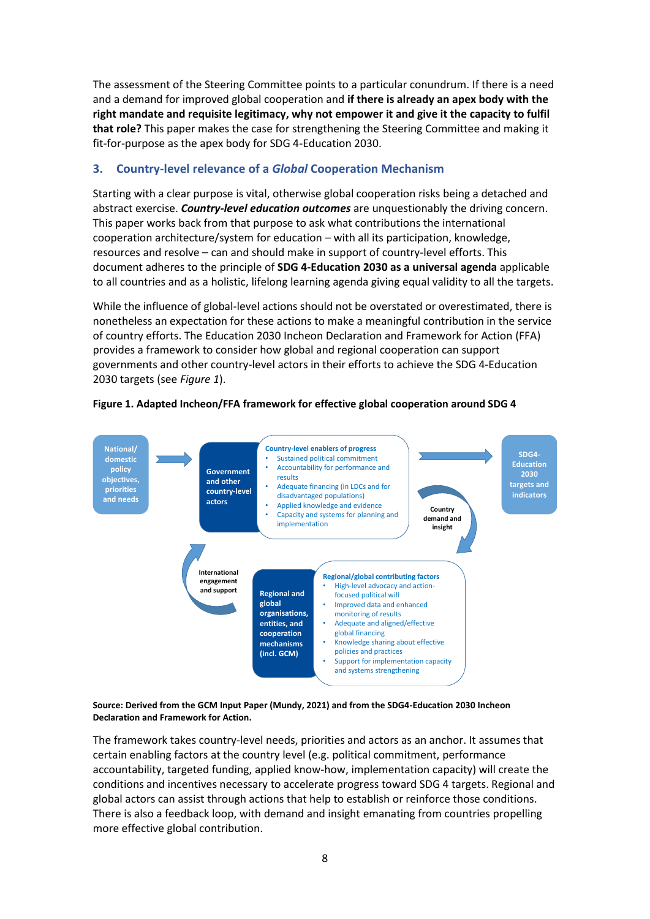The assessment of the Steering Committee points to a particular conundrum. If there is a need and a demand for improved global cooperation and **if there is already an apex body with the right mandate and requisite legitimacy, why not empower it and give it the capacity to fulfil that role?** This paper makes the case for strengthening the Steering Committee and making it fit-for-purpose as the apex body for SDG 4-Education 2030.

## 3. Country-level relevance of a *Global* Cooperation Mechanism

Starting with a clear purpose is vital, otherwise global cooperation risks being a detached and abstract exercise. ***Country-level education outcomes*** are unquestionably the driving concern. This paper works back from that purpose to ask what contributions the international cooperation architecture/system for education – with all its participation, knowledge, resources and resolve – can and should make in support of country-level efforts. This document adheres to the principle of **SDG 4-Education 2030 as a universal agenda** applicable to all countries and as a holistic, lifelong learning agenda giving equal validity to all the targets.

While the influence of global-level actions should not be overstated or overestimated, there is nonetheless an expectation for these actions to make a meaningful contribution in the service of country efforts. The Education 2030 Incheon Declaration and Framework for Action (FFA) provides a framework to consider how global and regional cooperation can support governments and other country-level actors in their efforts to achieve the SDG 4-Education 2030 targets (see *Figure 1*).

**Figure 1. Adapted Incheon/FFA framework for effective global cooperation around SDG 4**

National/domestic policy objectives, priorities and needs → Government and other country-level actors

Country-level enablers of progress
- Sustained political commitment
- Accountability for performance and results
- Adequate financing (in LDCs and for disadvantaged populations)
- Applied knowledge and evidence
- Capacity and systems for planning and implementation

→ SDG4-Education 2030 targets and indicators

Country demand and insight

Regional and global organisations, entities, and cooperation mechanisms (incl. GCM)

Regional/global contributing factors
- High-level advocacy and action-focused political will
- Improved data and enhanced monitoring of results
- Adequate and aligned/effective global financing
- Knowledge sharing about effective policies and practices
- Support for implementation capacity and systems strengthening

International engagement and support

**Source: Derived from the GCM Input Paper (Mundy, 2021) and from the SDG4-Education 2030 Incheon Declaration and Framework for Action.**

The framework takes country-level needs, priorities and actors as an anchor. It assumes that certain enabling factors at the country level (e.g. political commitment, performance accountability, targeted funding, applied know-how, implementation capacity) will create the conditions and incentives necessary to accelerate progress toward SDG 4 targets. Regional and global actors can assist through actions that help to establish or reinforce those conditions. There is also a feedback loop, with demand and insight emanating from countries propelling more effective global contribution.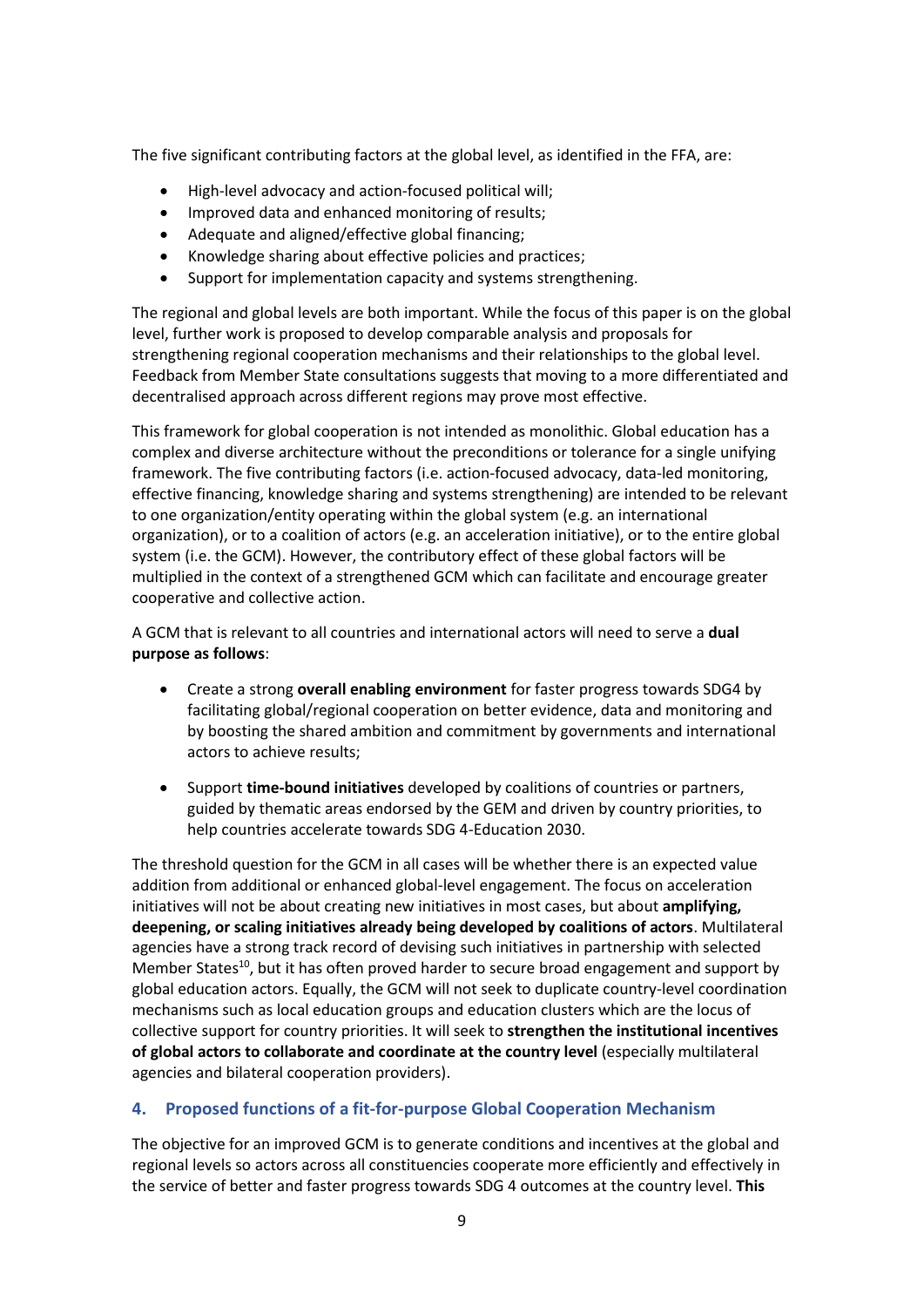The five significant contributing factors at the global level, as identified in the FFA, are:

- High-level advocacy and action-focused political will;
- Improved data and enhanced monitoring of results;
- Adequate and aligned/effective global financing;
- Knowledge sharing about effective policies and practices;
- Support for implementation capacity and systems strengthening.

The regional and global levels are both important. While the focus of this paper is on the global level, further work is proposed to develop comparable analysis and proposals for strengthening regional cooperation mechanisms and their relationships to the global level. Feedback from Member State consultations suggests that moving to a more differentiated and decentralised approach across different regions may prove most effective.

This framework for global cooperation is not intended as monolithic. Global education has a complex and diverse architecture without the preconditions or tolerance for a single unifying framework. The five contributing factors (i.e. action-focused advocacy, data-led monitoring, effective financing, knowledge sharing and systems strengthening) are intended to be relevant to one organization/entity operating within the global system (e.g. an international organization), or to a coalition of actors (e.g. an acceleration initiative), or to the entire global system (i.e. the GCM). However, the contributory effect of these global factors will be multiplied in the context of a strengthened GCM which can facilitate and encourage greater cooperative and collective action.

A GCM that is relevant to all countries and international actors will need to serve a **dual purpose as follows**:

- Create a strong **overall enabling environment** for faster progress towards SDG4 by facilitating global/regional cooperation on better evidence, data and monitoring and by boosting the shared ambition and commitment by governments and international actors to achieve results;
- Support **time-bound initiatives** developed by coalitions of countries or partners, guided by thematic areas endorsed by the GEM and driven by country priorities, to help countries accelerate towards SDG 4-Education 2030.

The threshold question for the GCM in all cases will be whether there is an expected value addition from additional or enhanced global-level engagement. The focus on acceleration initiatives will not be about creating new initiatives in most cases, but about **amplifying, deepening, or scaling initiatives already being developed by coalitions of actors**. Multilateral agencies have a strong track record of devising such initiatives in partnership with selected Member States[10], but it has often proved harder to secure broad engagement and support by global education actors. Equally, the GCM will not seek to duplicate country-level coordination mechanisms such as local education groups and education clusters which are the locus of collective support for country priorities. It will seek to **strengthen the institutional incentives of global actors to collaborate and coordinate at the country level** (especially multilateral agencies and bilateral cooperation providers).

## 4. Proposed functions of a fit-for-purpose Global Cooperation Mechanism

The objective for an improved GCM is to generate conditions and incentives at the global and regional levels so actors across all constituencies cooperate more efficiently and effectively in the service of better and faster progress towards SDG 4 outcomes at the country level. **This**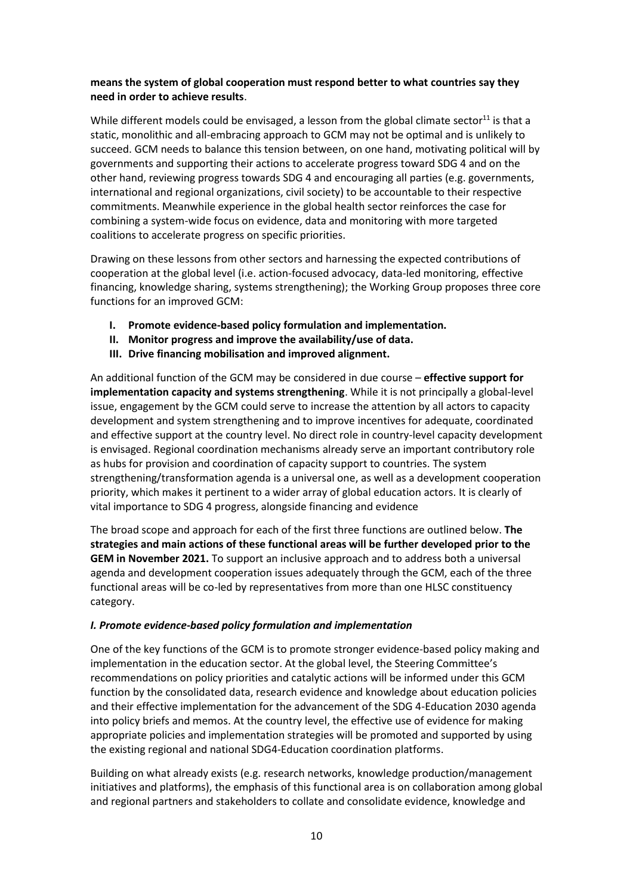**means the system of global cooperation must respond better to what countries say they need in order to achieve results**.

While different models could be envisaged, a lesson from the global climate sector[11] is that a static, monolithic and all-embracing approach to GCM may not be optimal and is unlikely to succeed. GCM needs to balance this tension between, on one hand, motivating political will by governments and supporting their actions to accelerate progress toward SDG 4 and on the other hand, reviewing progress towards SDG 4 and encouraging all parties (e.g. governments, international and regional organizations, civil society) to be accountable to their respective commitments. Meanwhile experience in the global health sector reinforces the case for combining a system-wide focus on evidence, data and monitoring with more targeted coalitions to accelerate progress on specific priorities.

Drawing on these lessons from other sectors and harnessing the expected contributions of cooperation at the global level (i.e. action-focused advocacy, data-led monitoring, effective financing, knowledge sharing, systems strengthening); the Working Group proposes three core functions for an improved GCM:

I. **Promote evidence-based policy formulation and implementation.**
II. **Monitor progress and improve the availability/use of data.**
III. **Drive financing mobilisation and improved alignment.**

An additional function of the GCM may be considered in due course – **effective support for implementation capacity and systems strengthening**. While it is not principally a global-level issue, engagement by the GCM could serve to increase the attention by all actors to capacity development and system strengthening and to improve incentives for adequate, coordinated and effective support at the country level. No direct role in country-level capacity development is envisaged. Regional coordination mechanisms already serve an important contributory role as hubs for provision and coordination of capacity support to countries. The system strengthening/transformation agenda is a universal one, as well as a development cooperation priority, which makes it pertinent to a wider array of global education actors. It is clearly of vital importance to SDG 4 progress, alongside financing and evidence

The broad scope and approach for each of the first three functions are outlined below. **The strategies and main actions of these functional areas will be further developed prior to the GEM in November 2021.** To support an inclusive approach and to address both a universal agenda and development cooperation issues adequately through the GCM, each of the three functional areas will be co-led by representatives from more than one HLSC constituency category.

***I. Promote evidence-based policy formulation and implementation***

One of the key functions of the GCM is to promote stronger evidence-based policy making and implementation in the education sector. At the global level, the Steering Committee's recommendations on policy priorities and catalytic actions will be informed under this GCM function by the consolidated data, research evidence and knowledge about education policies and their effective implementation for the advancement of the SDG 4-Education 2030 agenda into policy briefs and memos. At the country level, the effective use of evidence for making appropriate policies and implementation strategies will be promoted and supported by using the existing regional and national SDG4-Education coordination platforms.

Building on what already exists (e.g. research networks, knowledge production/management initiatives and platforms), the emphasis of this functional area is on collaboration among global and regional partners and stakeholders to collate and consolidate evidence, knowledge and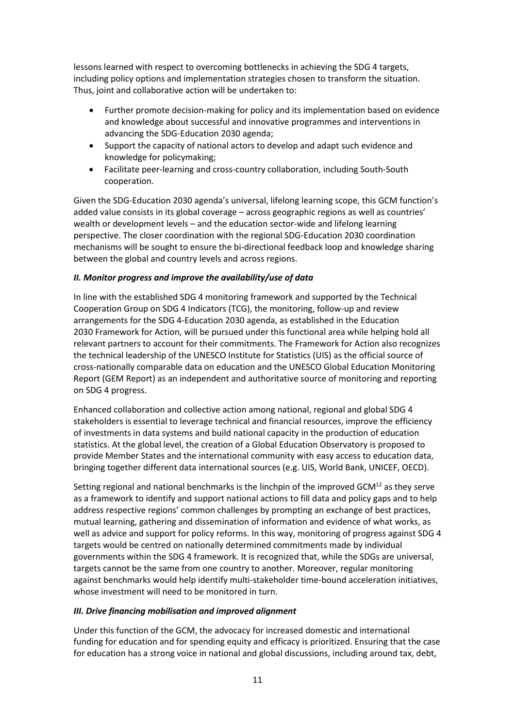lessons learned with respect to overcoming bottlenecks in achieving the SDG 4 targets, including policy options and implementation strategies chosen to transform the situation. Thus, joint and collaborative action will be undertaken to:

- Further promote decision-making for policy and its implementation based on evidence and knowledge about successful and innovative programmes and interventions in advancing the SDG-Education 2030 agenda;
- Support the capacity of national actors to develop and adapt such evidence and knowledge for policymaking;
- Facilitate peer-learning and cross-country collaboration, including South-South cooperation.

Given the SDG-Education 2030 agenda's universal, lifelong learning scope, this GCM function's added value consists in its global coverage – across geographic regions as well as countries' wealth or development levels – and the education sector-wide and lifelong learning perspective. The closer coordination with the regional SDG-Education 2030 coordination mechanisms will be sought to ensure the bi-directional feedback loop and knowledge sharing between the global and country levels and across regions.

***II. Monitor progress and improve the availability/use of data***

In line with the established SDG 4 monitoring framework and supported by the Technical Cooperation Group on SDG 4 Indicators (TCG), the monitoring, follow-up and review arrangements for the SDG 4-Education 2030 agenda, as established in the Education 2030 Framework for Action, will be pursued under this functional area while helping hold all relevant partners to account for their commitments. The Framework for Action also recognizes the technical leadership of the UNESCO Institute for Statistics (UIS) as the official source of cross-nationally comparable data on education and the UNESCO Global Education Monitoring Report (GEM Report) as an independent and authoritative source of monitoring and reporting on SDG 4 progress.

Enhanced collaboration and collective action among national, regional and global SDG 4 stakeholders is essential to leverage technical and financial resources, improve the efficiency of investments in data systems and build national capacity in the production of education statistics. At the global level, the creation of a Global Education Observatory is proposed to provide Member States and the international community with easy access to education data, bringing together different data international sources (e.g. UIS, World Bank, UNICEF, OECD).

Setting regional and national benchmarks is the linchpin of the improved GCM[12] as they serve as a framework to identify and support national actions to fill data and policy gaps and to help address respective regions' common challenges by prompting an exchange of best practices, mutual learning, gathering and dissemination of information and evidence of what works, as well as advice and support for policy reforms. In this way, monitoring of progress against SDG 4 targets would be centred on nationally determined commitments made by individual governments within the SDG 4 framework. It is recognized that, while the SDGs are universal, targets cannot be the same from one country to another. Moreover, regular monitoring against benchmarks would help identify multi-stakeholder time-bound acceleration initiatives, whose investment will need to be monitored in turn.

***III. Drive financing mobilisation and improved alignment***

Under this function of the GCM, the advocacy for increased domestic and international funding for education and for spending equity and efficacy is prioritized. Ensuring that the case for education has a strong voice in national and global discussions, including around tax, debt,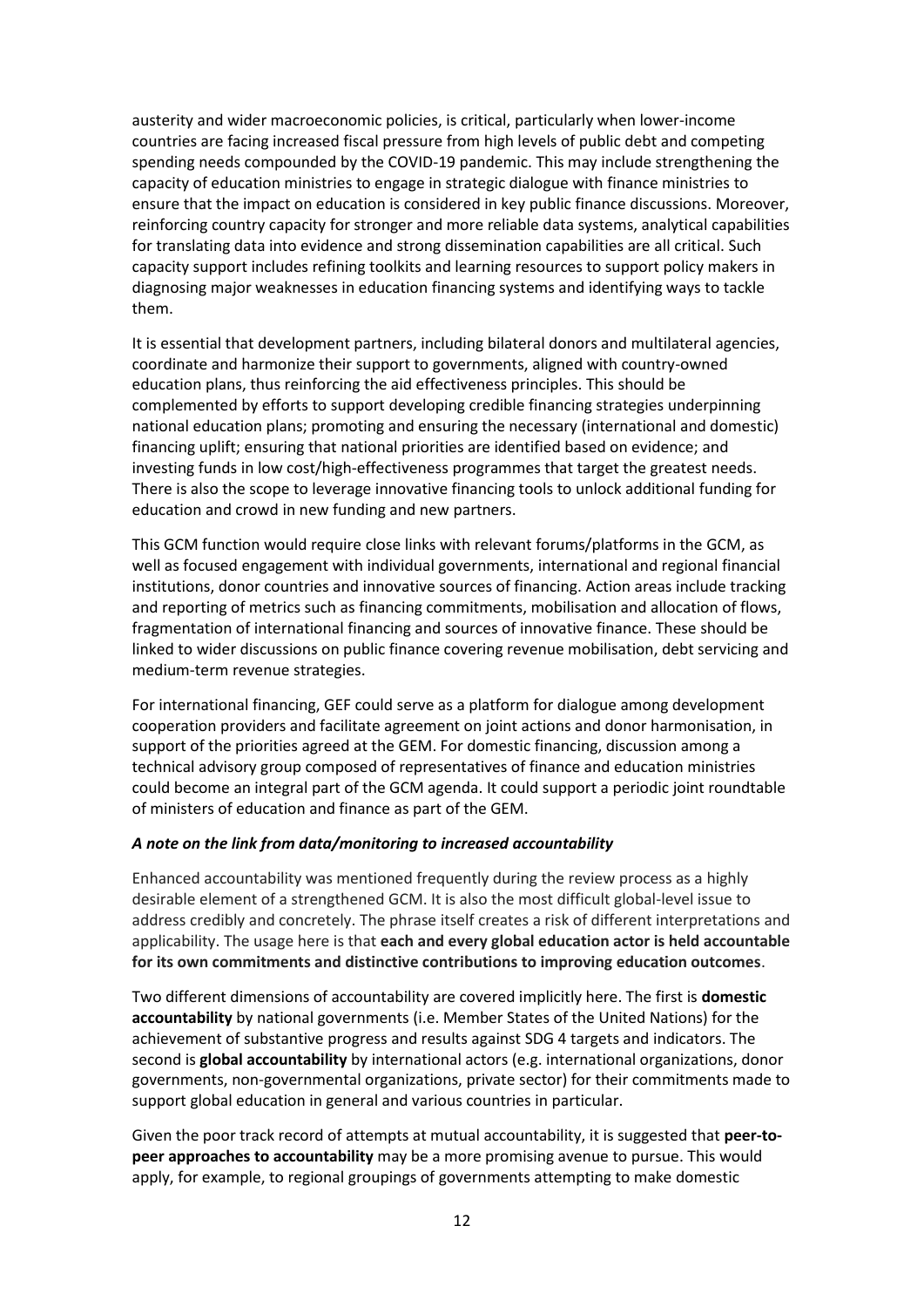austerity and wider macroeconomic policies, is critical, particularly when lower-income countries are facing increased fiscal pressure from high levels of public debt and competing spending needs compounded by the COVID-19 pandemic. This may include strengthening the capacity of education ministries to engage in strategic dialogue with finance ministries to ensure that the impact on education is considered in key public finance discussions. Moreover, reinforcing country capacity for stronger and more reliable data systems, analytical capabilities for translating data into evidence and strong dissemination capabilities are all critical. Such capacity support includes refining toolkits and learning resources to support policy makers in diagnosing major weaknesses in education financing systems and identifying ways to tackle them.

It is essential that development partners, including bilateral donors and multilateral agencies, coordinate and harmonize their support to governments, aligned with country-owned education plans, thus reinforcing the aid effectiveness principles. This should be complemented by efforts to support developing credible financing strategies underpinning national education plans; promoting and ensuring the necessary (international and domestic) financing uplift; ensuring that national priorities are identified based on evidence; and investing funds in low cost/high-effectiveness programmes that target the greatest needs. There is also the scope to leverage innovative financing tools to unlock additional funding for education and crowd in new funding and new partners.

This GCM function would require close links with relevant forums/platforms in the GCM, as well as focused engagement with individual governments, international and regional financial institutions, donor countries and innovative sources of financing. Action areas include tracking and reporting of metrics such as financing commitments, mobilisation and allocation of flows, fragmentation of international financing and sources of innovative finance. These should be linked to wider discussions on public finance covering revenue mobilisation, debt servicing and medium-term revenue strategies.

For international financing, GEF could serve as a platform for dialogue among development cooperation providers and facilitate agreement on joint actions and donor harmonisation, in support of the priorities agreed at the GEM. For domestic financing, discussion among a technical advisory group composed of representatives of finance and education ministries could become an integral part of the GCM agenda. It could support a periodic joint roundtable of ministers of education and finance as part of the GEM.

***A note on the link from data/monitoring to increased accountability***

Enhanced accountability was mentioned frequently during the review process as a highly desirable element of a strengthened GCM. It is also the most difficult global-level issue to address credibly and concretely. The phrase itself creates a risk of different interpretations and applicability. The usage here is that **each and every global education actor is held accountable for its own commitments and distinctive contributions to improving education outcomes**.

Two different dimensions of accountability are covered implicitly here. The first is **domestic accountability** by national governments (i.e. Member States of the United Nations) for the achievement of substantive progress and results against SDG 4 targets and indicators. The second is **global accountability** by international actors (e.g. international organizations, donor governments, non-governmental organizations, private sector) for their commitments made to support global education in general and various countries in particular.

Given the poor track record of attempts at mutual accountability, it is suggested that **peer-to-peer approaches to accountability** may be a more promising avenue to pursue. This would apply, for example, to regional groupings of governments attempting to make domestic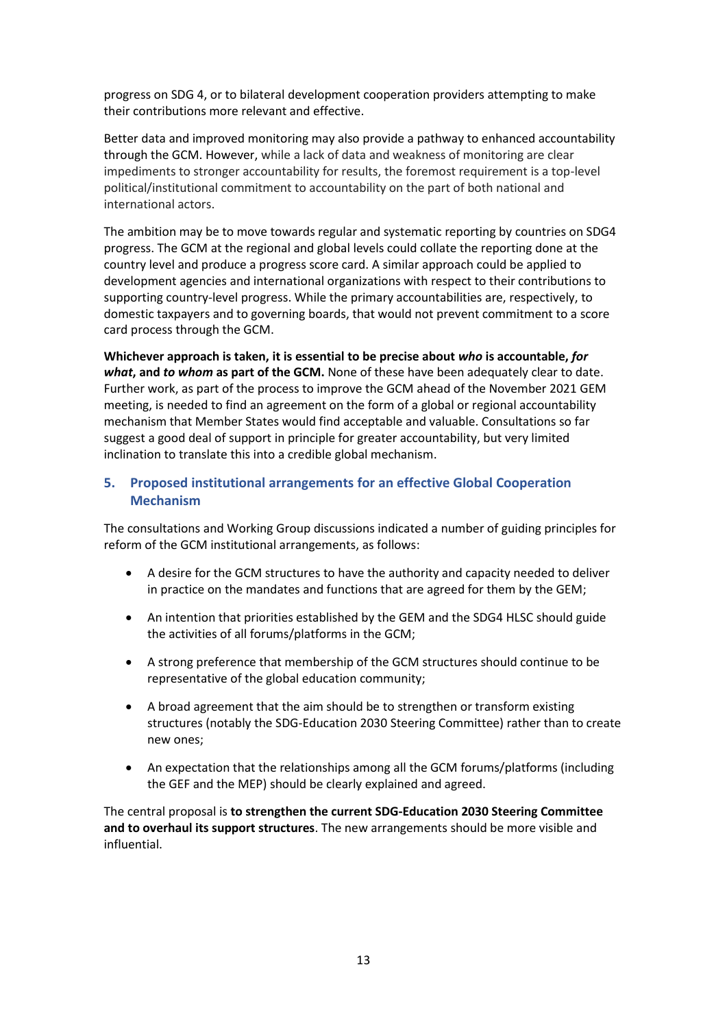progress on SDG 4, or to bilateral development cooperation providers attempting to make their contributions more relevant and effective.

Better data and improved monitoring may also provide a pathway to enhanced accountability through the GCM. However, while a lack of data and weakness of monitoring are clear impediments to stronger accountability for results, the foremost requirement is a top-level political/institutional commitment to accountability on the part of both national and international actors.

The ambition may be to move towards regular and systematic reporting by countries on SDG4 progress. The GCM at the regional and global levels could collate the reporting done at the country level and produce a progress score card. A similar approach could be applied to development agencies and international organizations with respect to their contributions to supporting country-level progress. While the primary accountabilities are, respectively, to domestic taxpayers and to governing boards, that would not prevent commitment to a score card process through the GCM.

**Whichever approach is taken, it is essential to be precise about *who* is accountable, *for what*, and *to whom* as part of the GCM.** None of these have been adequately clear to date. Further work, as part of the process to improve the GCM ahead of the November 2021 GEM meeting, is needed to find an agreement on the form of a global or regional accountability mechanism that Member States would find acceptable and valuable. Consultations so far suggest a good deal of support in principle for greater accountability, but very limited inclination to translate this into a credible global mechanism.

## 5. Proposed institutional arrangements for an effective Global Cooperation Mechanism

The consultations and Working Group discussions indicated a number of guiding principles for reform of the GCM institutional arrangements, as follows:

- A desire for the GCM structures to have the authority and capacity needed to deliver in practice on the mandates and functions that are agreed for them by the GEM;
- An intention that priorities established by the GEM and the SDG4 HLSC should guide the activities of all forums/platforms in the GCM;
- A strong preference that membership of the GCM structures should continue to be representative of the global education community;
- A broad agreement that the aim should be to strengthen or transform existing structures (notably the SDG-Education 2030 Steering Committee) rather than to create new ones;
- An expectation that the relationships among all the GCM forums/platforms (including the GEF and the MEP) should be clearly explained and agreed.

The central proposal is **to strengthen the current SDG-Education 2030 Steering Committee and to overhaul its support structures**. The new arrangements should be more visible and influential.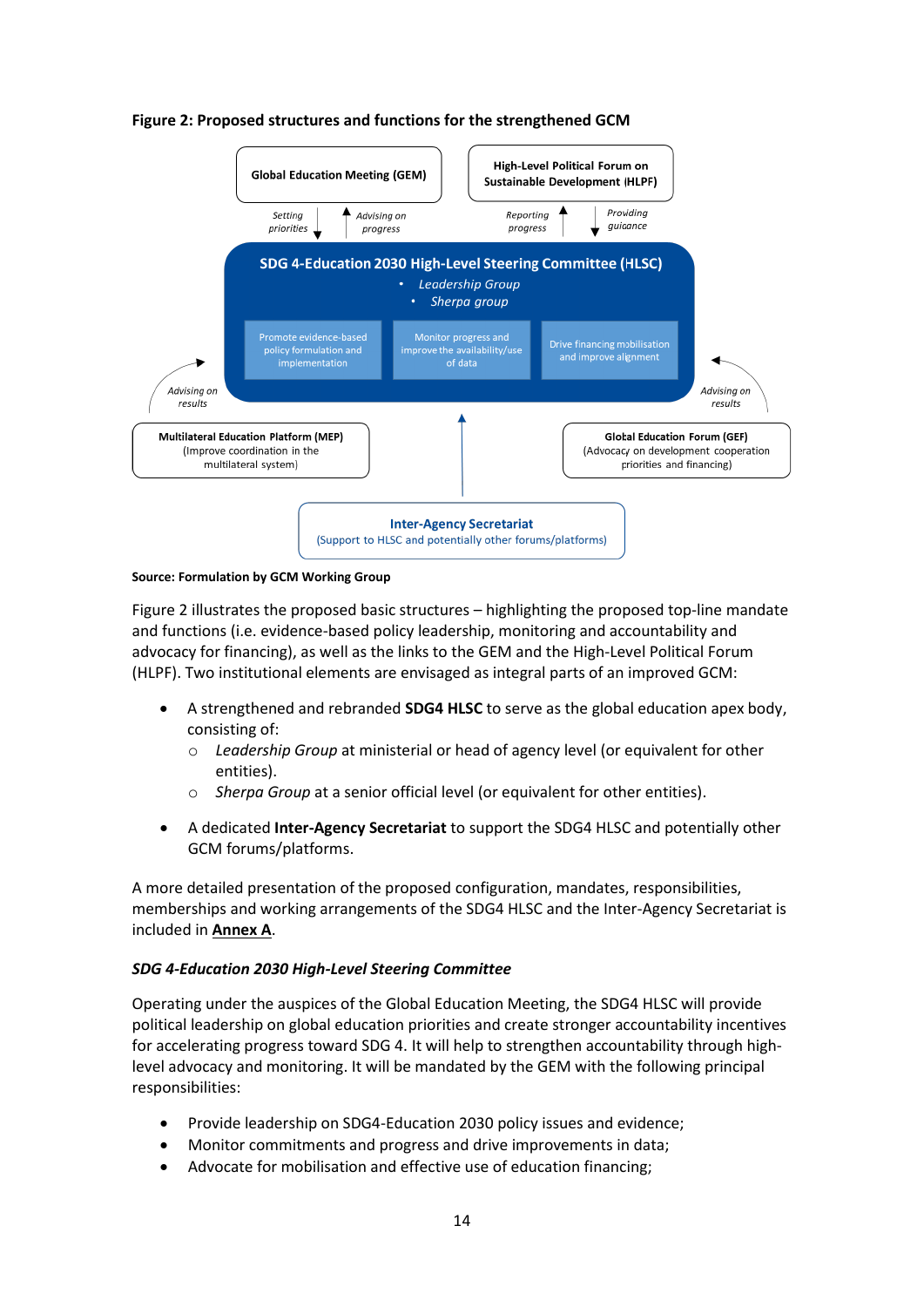**Figure 2: Proposed structures and functions for the strengthened GCM**

Global Education Meeting (GEM)

High-Level Political Forum on Sustainable Development (HLPF)

*Setting priorities* | *Advising on progress* | *Reporting progress* | *Providing guidance*

**SDG 4-Education 2030 High-Level Steering Committee (HLSC)**

- *Leadership Group*
- *Sherpa group*

Promote evidence-based policy formulation and implementation | Monitor progress and improve the availability/use of data | Drive financing mobilisation and improve alignment

*Advising on results* | *Advising on results*

**Multilateral Education Platform (MEP)**
(Improve coordination in the multilateral system)

**Global Education Forum (GEF)**
(Advocacy on development cooperation priorities and financing)

**Inter-Agency Secretariat**
(Support to HLSC and potentially other forums/platforms)

**Source: Formulation by GCM Working Group**

Figure 2 illustrates the proposed basic structures – highlighting the proposed top-line mandate and functions (i.e. evidence-based policy leadership, monitoring and accountability and advocacy for financing), as well as the links to the GEM and the High-Level Political Forum (HLPF). Two institutional elements are envisaged as integral parts of an improved GCM:

- A strengthened and rebranded **SDG4 HLSC** to serve as the global education apex body, consisting of:
  - *Leadership Group* at ministerial or head of agency level (or equivalent for other entities).
  - *Sherpa Group* at a senior official level (or equivalent for other entities).
- A dedicated **Inter-Agency Secretariat** to support the SDG4 HLSC and potentially other GCM forums/platforms.

A more detailed presentation of the proposed configuration, mandates, responsibilities, memberships and working arrangements of the SDG4 HLSC and the Inter-Agency Secretariat is included in **Annex A**.

***SDG 4-Education 2030 High-Level Steering Committee***

Operating under the auspices of the Global Education Meeting, the SDG4 HLSC will provide political leadership on global education priorities and create stronger accountability incentives for accelerating progress toward SDG 4. It will help to strengthen accountability through high-level advocacy and monitoring. It will be mandated by the GEM with the following principal responsibilities:

- Provide leadership on SDG4-Education 2030 policy issues and evidence;
- Monitor commitments and progress and drive improvements in data;
- Advocate for mobilisation and effective use of education financing;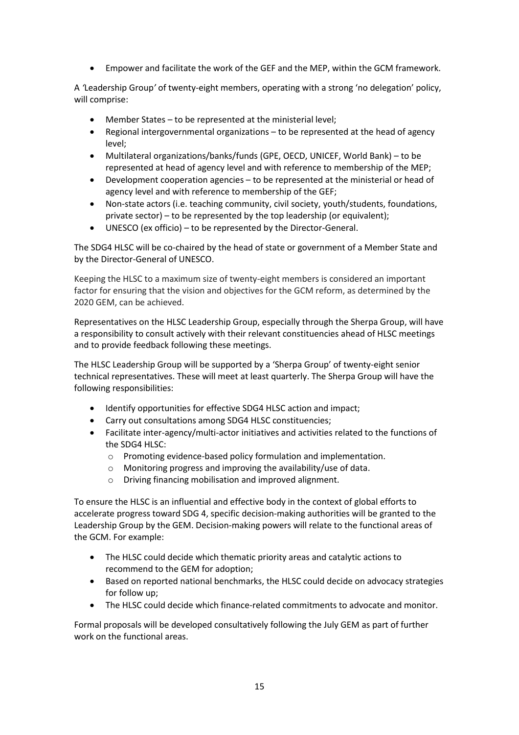- Empower and facilitate the work of the GEF and the MEP, within the GCM framework.

A *'*Leadership Group*'* of twenty-eight members, operating with a strong 'no delegation' policy, will comprise:

- Member States – to be represented at the ministerial level;
- Regional intergovernmental organizations – to be represented at the head of agency level;
- Multilateral organizations/banks/funds (GPE, OECD, UNICEF, World Bank) – to be represented at head of agency level and with reference to membership of the MEP;
- Development cooperation agencies – to be represented at the ministerial or head of agency level and with reference to membership of the GEF;
- Non-state actors (i.e. teaching community, civil society, youth/students, foundations, private sector) – to be represented by the top leadership (or equivalent);
- UNESCO (ex officio) – to be represented by the Director-General.

The SDG4 HLSC will be co-chaired by the head of state or government of a Member State and by the Director-General of UNESCO.

Keeping the HLSC to a maximum size of twenty-eight members is considered an important factor for ensuring that the vision and objectives for the GCM reform, as determined by the 2020 GEM, can be achieved.

Representatives on the HLSC Leadership Group, especially through the Sherpa Group, will have a responsibility to consult actively with their relevant constituencies ahead of HLSC meetings and to provide feedback following these meetings.

The HLSC Leadership Group will be supported by a 'Sherpa Group' of twenty-eight senior technical representatives. These will meet at least quarterly. The Sherpa Group will have the following responsibilities:

- Identify opportunities for effective SDG4 HLSC action and impact;
- Carry out consultations among SDG4 HLSC constituencies;
- Facilitate inter-agency/multi-actor initiatives and activities related to the functions of the SDG4 HLSC:
  - Promoting evidence-based policy formulation and implementation.
  - Monitoring progress and improving the availability/use of data.
  - Driving financing mobilisation and improved alignment.

To ensure the HLSC is an influential and effective body in the context of global efforts to accelerate progress toward SDG 4, specific decision-making authorities will be granted to the Leadership Group by the GEM. Decision-making powers will relate to the functional areas of the GCM. For example:

- The HLSC could decide which thematic priority areas and catalytic actions to recommend to the GEM for adoption;
- Based on reported national benchmarks, the HLSC could decide on advocacy strategies for follow up;
- The HLSC could decide which finance-related commitments to advocate and monitor.

Formal proposals will be developed consultatively following the July GEM as part of further work on the functional areas.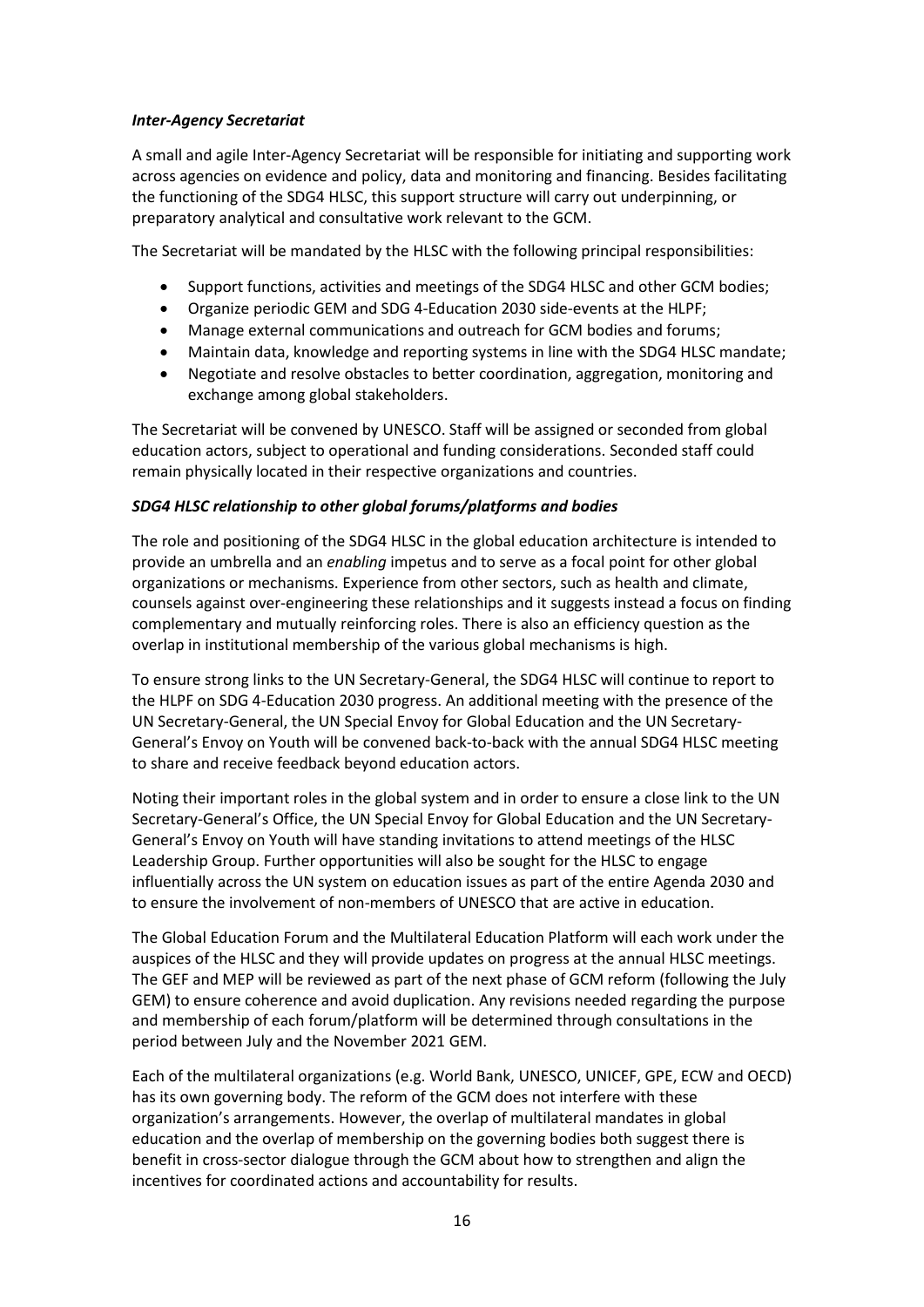***Inter-Agency Secretariat***

A small and agile Inter-Agency Secretariat will be responsible for initiating and supporting work across agencies on evidence and policy, data and monitoring and financing. Besides facilitating the functioning of the SDG4 HLSC, this support structure will carry out underpinning, or preparatory analytical and consultative work relevant to the GCM.

The Secretariat will be mandated by the HLSC with the following principal responsibilities:

- Support functions, activities and meetings of the SDG4 HLSC and other GCM bodies;
- Organize periodic GEM and SDG 4-Education 2030 side-events at the HLPF;
- Manage external communications and outreach for GCM bodies and forums;
- Maintain data, knowledge and reporting systems in line with the SDG4 HLSC mandate;
- Negotiate and resolve obstacles to better coordination, aggregation, monitoring and exchange among global stakeholders.

The Secretariat will be convened by UNESCO. Staff will be assigned or seconded from global education actors, subject to operational and funding considerations. Seconded staff could remain physically located in their respective organizations and countries.

***SDG4 HLSC relationship to other global forums/platforms and bodies***

The role and positioning of the SDG4 HLSC in the global education architecture is intended to provide an umbrella and an *enabling* impetus and to serve as a focal point for other global organizations or mechanisms. Experience from other sectors, such as health and climate, counsels against over-engineering these relationships and it suggests instead a focus on finding complementary and mutually reinforcing roles. There is also an efficiency question as the overlap in institutional membership of the various global mechanisms is high.

To ensure strong links to the UN Secretary-General, the SDG4 HLSC will continue to report to the HLPF on SDG 4-Education 2030 progress. An additional meeting with the presence of the UN Secretary-General, the UN Special Envoy for Global Education and the UN Secretary-General's Envoy on Youth will be convened back-to-back with the annual SDG4 HLSC meeting to share and receive feedback beyond education actors.

Noting their important roles in the global system and in order to ensure a close link to the UN Secretary-General's Office, the UN Special Envoy for Global Education and the UN Secretary-General's Envoy on Youth will have standing invitations to attend meetings of the HLSC Leadership Group. Further opportunities will also be sought for the HLSC to engage influentially across the UN system on education issues as part of the entire Agenda 2030 and to ensure the involvement of non-members of UNESCO that are active in education.

The Global Education Forum and the Multilateral Education Platform will each work under the auspices of the HLSC and they will provide updates on progress at the annual HLSC meetings. The GEF and MEP will be reviewed as part of the next phase of GCM reform (following the July GEM) to ensure coherence and avoid duplication. Any revisions needed regarding the purpose and membership of each forum/platform will be determined through consultations in the period between July and the November 2021 GEM.

Each of the multilateral organizations (e.g. World Bank, UNESCO, UNICEF, GPE, ECW and OECD) has its own governing body. The reform of the GCM does not interfere with these organization's arrangements. However, the overlap of multilateral mandates in global education and the overlap of membership on the governing bodies both suggest there is benefit in cross-sector dialogue through the GCM about how to strengthen and align the incentives for coordinated actions and accountability for results.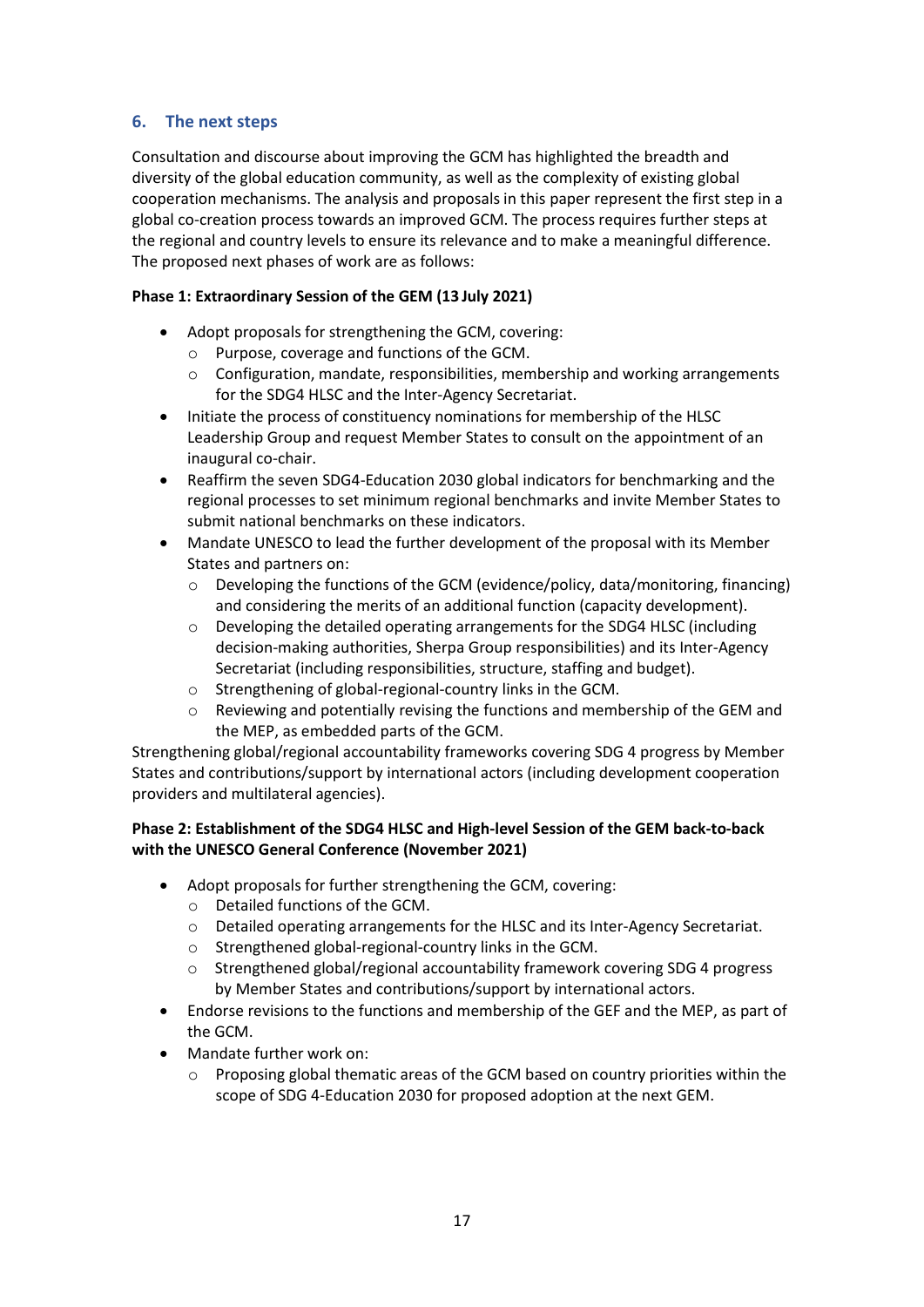## 6. The next steps

Consultation and discourse about improving the GCM has highlighted the breadth and diversity of the global education community, as well as the complexity of existing global cooperation mechanisms. The analysis and proposals in this paper represent the first step in a global co-creation process towards an improved GCM. The process requires further steps at the regional and country levels to ensure its relevance and to make a meaningful difference. The proposed next phases of work are as follows:

**Phase 1: Extraordinary Session of the GEM (13 July 2021)**

- Adopt proposals for strengthening the GCM, covering:
  - Purpose, coverage and functions of the GCM.
  - Configuration, mandate, responsibilities, membership and working arrangements for the SDG4 HLSC and the Inter-Agency Secretariat.
- Initiate the process of constituency nominations for membership of the HLSC Leadership Group and request Member States to consult on the appointment of an inaugural co-chair.
- Reaffirm the seven SDG4-Education 2030 global indicators for benchmarking and the regional processes to set minimum regional benchmarks and invite Member States to submit national benchmarks on these indicators.
- Mandate UNESCO to lead the further development of the proposal with its Member States and partners on:
  - Developing the functions of the GCM (evidence/policy, data/monitoring, financing) and considering the merits of an additional function (capacity development).
  - Developing the detailed operating arrangements for the SDG4 HLSC (including decision-making authorities, Sherpa Group responsibilities) and its Inter-Agency Secretariat (including responsibilities, structure, staffing and budget).
  - Strengthening of global-regional-country links in the GCM.
  - Reviewing and potentially revising the functions and membership of the GEM and the MEP, as embedded parts of the GCM.

Strengthening global/regional accountability frameworks covering SDG 4 progress by Member States and contributions/support by international actors (including development cooperation providers and multilateral agencies).

**Phase 2: Establishment of the SDG4 HLSC and High-level Session of the GEM back-to-back with the UNESCO General Conference (November 2021)**

- Adopt proposals for further strengthening the GCM, covering:
  - Detailed functions of the GCM.
  - Detailed operating arrangements for the HLSC and its Inter-Agency Secretariat.
  - Strengthened global-regional-country links in the GCM.
  - Strengthened global/regional accountability framework covering SDG 4 progress by Member States and contributions/support by international actors.
- Endorse revisions to the functions and membership of the GEF and the MEP, as part of the GCM.
- Mandate further work on:
  - Proposing global thematic areas of the GCM based on country priorities within the scope of SDG 4-Education 2030 for proposed adoption at the next GEM.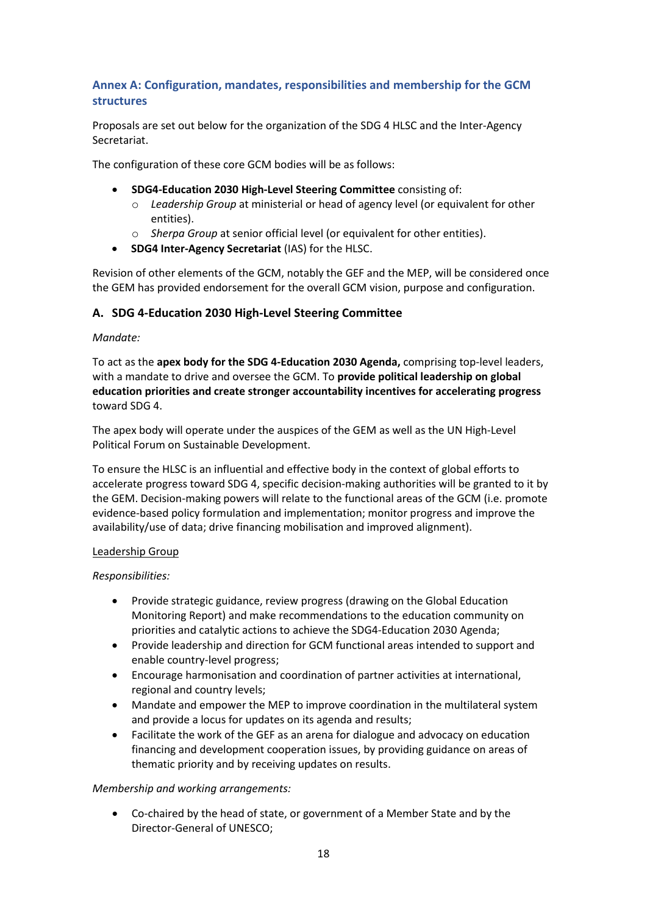### Annex A: Configuration, mandates, responsibilities and membership for the GCM structures

Proposals are set out below for the organization of the SDG 4 HLSC and the Inter-Agency Secretariat.

The configuration of these core GCM bodies will be as follows:

- **SDG4-Education 2030 High-Level Steering Committee** consisting of:
  - *Leadership Group* at ministerial or head of agency level (or equivalent for other entities).
  - *Sherpa Group* at senior official level (or equivalent for other entities).
- **SDG4 Inter-Agency Secretariat** (IAS) for the HLSC.

Revision of other elements of the GCM, notably the GEF and the MEP, will be considered once the GEM has provided endorsement for the overall GCM vision, purpose and configuration.

#### A. SDG 4-Education 2030 High-Level Steering Committee

*Mandate:*

To act as the **apex body for the SDG 4-Education 2030 Agenda,** comprising top-level leaders, with a mandate to drive and oversee the GCM. To **provide political leadership on global education priorities and create stronger accountability incentives for accelerating progress** toward SDG 4.

The apex body will operate under the auspices of the GEM as well as the UN High-Level Political Forum on Sustainable Development.

To ensure the HLSC is an influential and effective body in the context of global efforts to accelerate progress toward SDG 4, specific decision-making authorities will be granted to it by the GEM. Decision-making powers will relate to the functional areas of the GCM (i.e. promote evidence-based policy formulation and implementation; monitor progress and improve the availability/use of data; drive financing mobilisation and improved alignment).

<u>Leadership Group</u>

*Responsibilities:*

- Provide strategic guidance, review progress (drawing on the Global Education Monitoring Report) and make recommendations to the education community on priorities and catalytic actions to achieve the SDG4-Education 2030 Agenda;
- Provide leadership and direction for GCM functional areas intended to support and enable country-level progress;
- Encourage harmonisation and coordination of partner activities at international, regional and country levels;
- Mandate and empower the MEP to improve coordination in the multilateral system and provide a locus for updates on its agenda and results;
- Facilitate the work of the GEF as an arena for dialogue and advocacy on education financing and development cooperation issues, by providing guidance on areas of thematic priority and by receiving updates on results.

*Membership and working arrangements:*

- Co-chaired by the head of state, or government of a Member State and by the Director-General of UNESCO;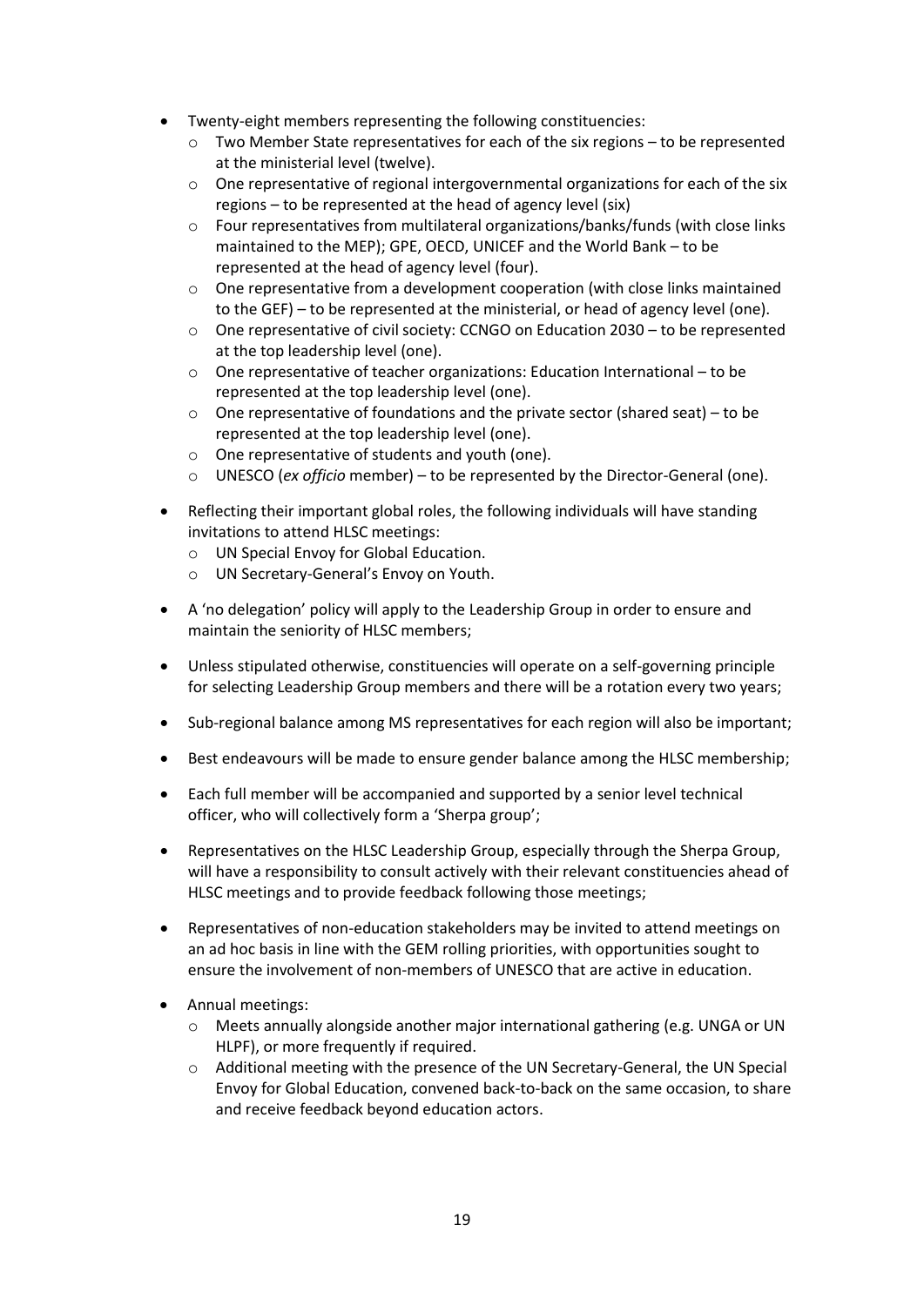- Twenty-eight members representing the following constituencies:
  - Two Member State representatives for each of the six regions – to be represented at the ministerial level (twelve).
  - One representative of regional intergovernmental organizations for each of the six regions – to be represented at the head of agency level (six)
  - Four representatives from multilateral organizations/banks/funds (with close links maintained to the MEP); GPE, OECD, UNICEF and the World Bank – to be represented at the head of agency level (four).
  - One representative from a development cooperation (with close links maintained to the GEF) – to be represented at the ministerial, or head of agency level (one).
  - One representative of civil society: CCNGO on Education 2030 – to be represented at the top leadership level (one).
  - One representative of teacher organizations: Education International – to be represented at the top leadership level (one).
  - One representative of foundations and the private sector (shared seat) – to be represented at the top leadership level (one).
  - One representative of students and youth (one).
  - UNESCO (*ex officio* member) – to be represented by the Director-General (one).
- Reflecting their important global roles, the following individuals will have standing invitations to attend HLSC meetings:
  - UN Special Envoy for Global Education.
  - UN Secretary-General's Envoy on Youth.
- A 'no delegation' policy will apply to the Leadership Group in order to ensure and maintain the seniority of HLSC members;
- Unless stipulated otherwise, constituencies will operate on a self-governing principle for selecting Leadership Group members and there will be a rotation every two years;
- Sub-regional balance among MS representatives for each region will also be important;
- Best endeavours will be made to ensure gender balance among the HLSC membership;
- Each full member will be accompanied and supported by a senior level technical officer, who will collectively form a 'Sherpa group';
- Representatives on the HLSC Leadership Group, especially through the Sherpa Group, will have a responsibility to consult actively with their relevant constituencies ahead of HLSC meetings and to provide feedback following those meetings;
- Representatives of non-education stakeholders may be invited to attend meetings on an ad hoc basis in line with the GEM rolling priorities, with opportunities sought to ensure the involvement of non-members of UNESCO that are active in education.
- Annual meetings:
  - Meets annually alongside another major international gathering (e.g. UNGA or UN HLPF), or more frequently if required.
  - Additional meeting with the presence of the UN Secretary-General, the UN Special Envoy for Global Education, convened back-to-back on the same occasion, to share and receive feedback beyond education actors.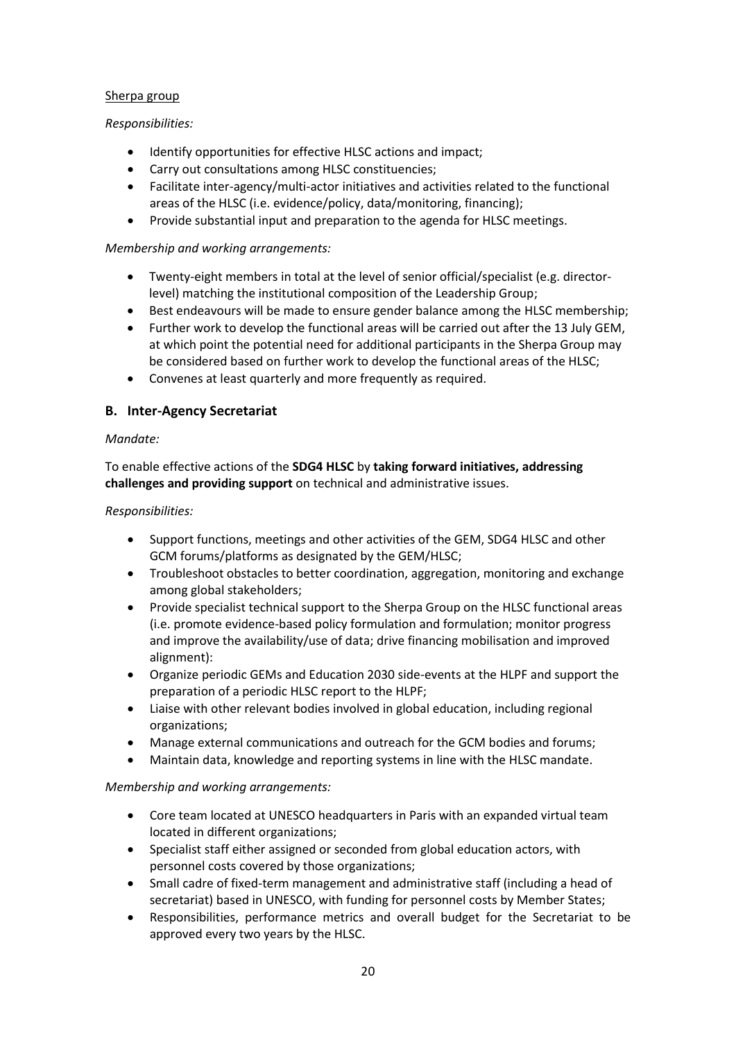<u>Sherpa group</u>

*Responsibilities:*

- Identify opportunities for effective HLSC actions and impact;
- Carry out consultations among HLSC constituencies;
- Facilitate inter-agency/multi-actor initiatives and activities related to the functional areas of the HLSC (i.e. evidence/policy, data/monitoring, financing);
- Provide substantial input and preparation to the agenda for HLSC meetings.

*Membership and working arrangements:*

- Twenty-eight members in total at the level of senior official/specialist (e.g. director-level) matching the institutional composition of the Leadership Group;
- Best endeavours will be made to ensure gender balance among the HLSC membership;
- Further work to develop the functional areas will be carried out after the 13 July GEM, at which point the potential need for additional participants in the Sherpa Group may be considered based on further work to develop the functional areas of the HLSC;
- Convenes at least quarterly and more frequently as required.

## B. Inter-Agency Secretariat

*Mandate:*

To enable effective actions of the **SDG4 HLSC** by **taking forward initiatives, addressing challenges and providing support** on technical and administrative issues.

*Responsibilities:*

- Support functions, meetings and other activities of the GEM, SDG4 HLSC and other GCM forums/platforms as designated by the GEM/HLSC;
- Troubleshoot obstacles to better coordination, aggregation, monitoring and exchange among global stakeholders;
- Provide specialist technical support to the Sherpa Group on the HLSC functional areas (i.e. promote evidence-based policy formulation and formulation; monitor progress and improve the availability/use of data; drive financing mobilisation and improved alignment):
- Organize periodic GEMs and Education 2030 side-events at the HLPF and support the preparation of a periodic HLSC report to the HLPF;
- Liaise with other relevant bodies involved in global education, including regional organizations;
- Manage external communications and outreach for the GCM bodies and forums;
- Maintain data, knowledge and reporting systems in line with the HLSC mandate.

*Membership and working arrangements:*

- Core team located at UNESCO headquarters in Paris with an expanded virtual team located in different organizations;
- Specialist staff either assigned or seconded from global education actors, with personnel costs covered by those organizations;
- Small cadre of fixed-term management and administrative staff (including a head of secretariat) based in UNESCO, with funding for personnel costs by Member States;
- Responsibilities, performance metrics and overall budget for the Secretariat to be approved every two years by the HLSC.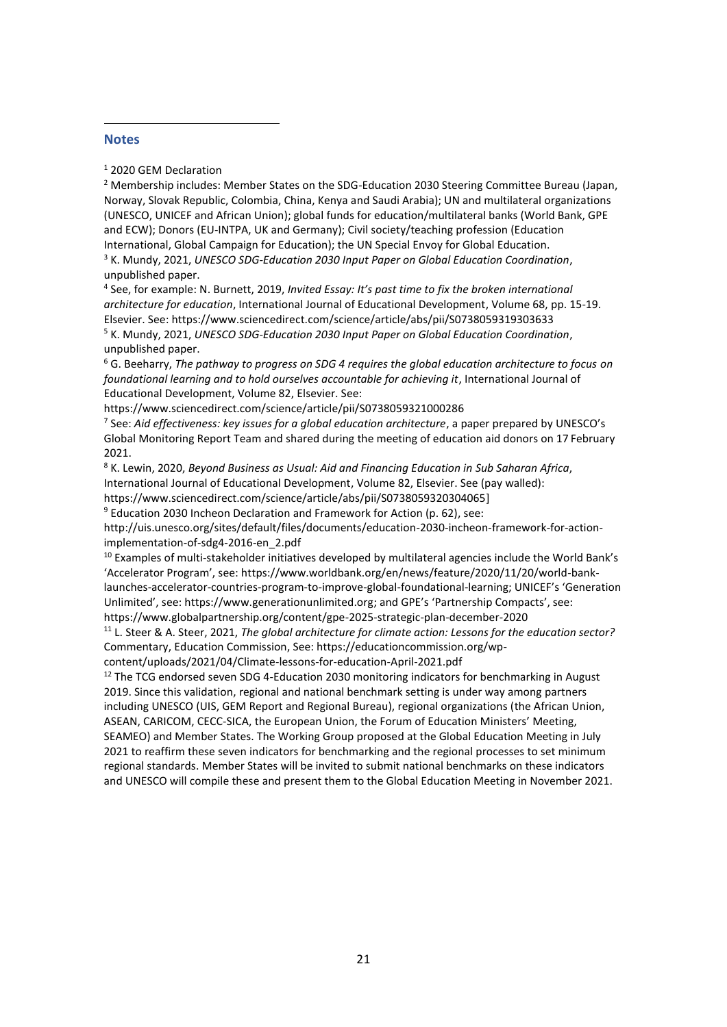## Notes

[1] 2020 GEM Declaration

[2] Membership includes: Member States on the SDG-Education 2030 Steering Committee Bureau (Japan, Norway, Slovak Republic, Colombia, China, Kenya and Saudi Arabia); UN and multilateral organizations (UNESCO, UNICEF and African Union); global funds for education/multilateral banks (World Bank, GPE and ECW); Donors (EU-INTPA, UK and Germany); Civil society/teaching profession (Education International, Global Campaign for Education); the UN Special Envoy for Global Education.

[3] K. Mundy, 2021, *UNESCO SDG-Education 2030 Input Paper on Global Education Coordination*, unpublished paper.

[4] See, for example: N. Burnett, 2019, *Invited Essay: It's past time to fix the broken international architecture for education*, International Journal of Educational Development, Volume 68, pp. 15-19. Elsevier. See: https://www.sciencedirect.com/science/article/abs/pii/S0738059319303633

[5] K. Mundy, 2021, *UNESCO SDG-Education 2030 Input Paper on Global Education Coordination*, unpublished paper.

[6] G. Beeharry, *The pathway to progress on SDG 4 requires the global education architecture to focus on foundational learning and to hold ourselves accountable for achieving it*, International Journal of Educational Development, Volume 82, Elsevier. See: https://www.sciencedirect.com/science/article/pii/S0738059321000286

[7] See: *Aid effectiveness: key issues for a global education architecture*, a paper prepared by UNESCO's Global Monitoring Report Team and shared during the meeting of education aid donors on 17 February 2021.

[8] K. Lewin, 2020, *Beyond Business as Usual: Aid and Financing Education in Sub Saharan Africa*, International Journal of Educational Development, Volume 82, Elsevier. See (pay walled): https://www.sciencedirect.com/science/article/abs/pii/S0738059320304065]

[9] Education 2030 Incheon Declaration and Framework for Action (p. 62), see: http://uis.unesco.org/sites/default/files/documents/education-2030-incheon-framework-for-action-implementation-of-sdg4-2016-en_2.pdf

[10] Examples of multi-stakeholder initiatives developed by multilateral agencies include the World Bank's 'Accelerator Program', see: https://www.worldbank.org/en/news/feature/2020/11/20/world-bank-launches-accelerator-countries-program-to-improve-global-foundational-learning; UNICEF's 'Generation Unlimited', see: https://www.generationunlimited.org; and GPE's 'Partnership Compacts', see: https://www.globalpartnership.org/content/gpe-2025-strategic-plan-december-2020

[11] L. Steer & A. Steer, 2021, *The global architecture for climate action: Lessons for the education sector?* Commentary, Education Commission, See: https://educationcommission.org/wp-content/uploads/2021/04/Climate-lessons-for-education-April-2021.pdf

[12] The TCG endorsed seven SDG 4-Education 2030 monitoring indicators for benchmarking in August 2019. Since this validation, regional and national benchmark setting is under way among partners including UNESCO (UIS, GEM Report and Regional Bureau), regional organizations (the African Union, ASEAN, CARICOM, CECC-SICA, the European Union, the Forum of Education Ministers' Meeting, SEAMEO) and Member States. The Working Group proposed at the Global Education Meeting in July 2021 to reaffirm these seven indicators for benchmarking and the regional processes to set minimum regional standards. Member States will be invited to submit national benchmarks on these indicators and UNESCO will compile these and present them to the Global Education Meeting in November 2021.